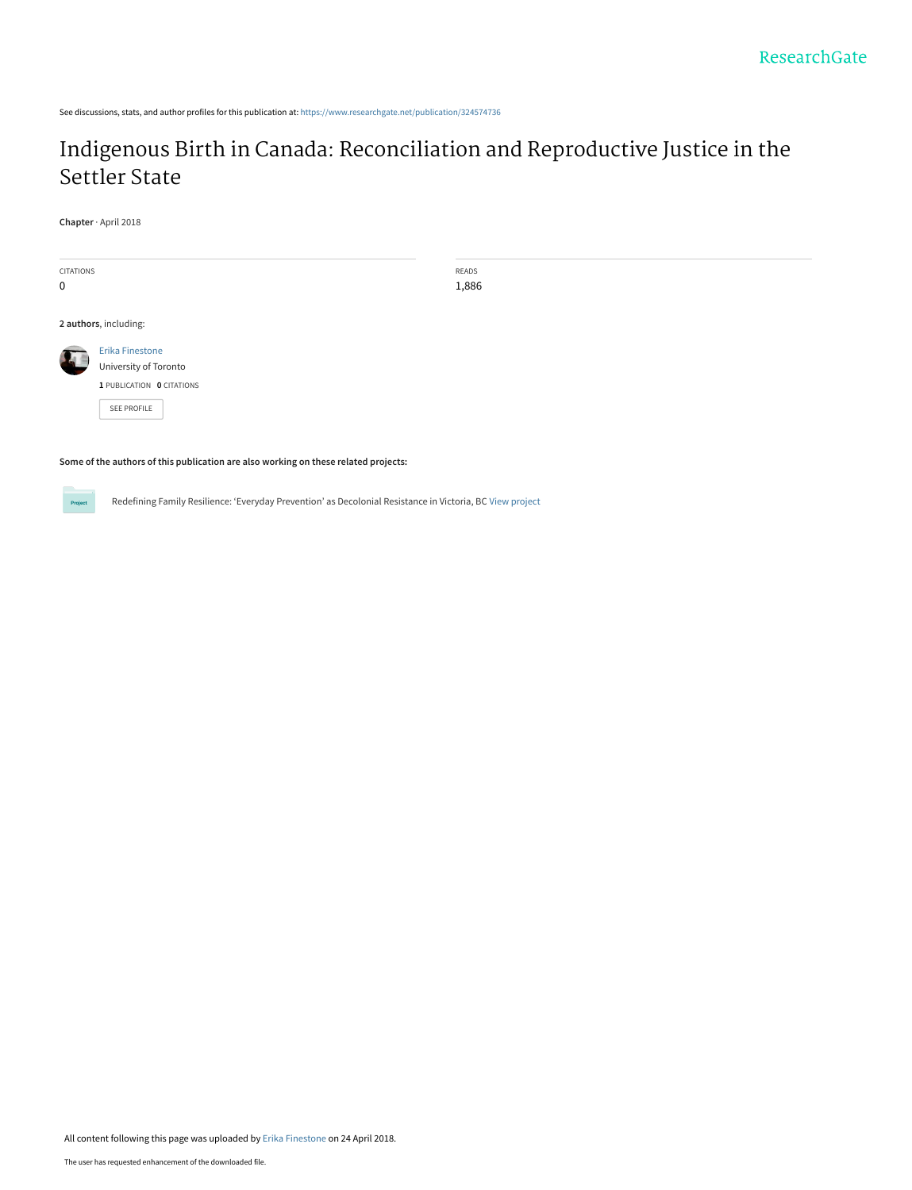ResearchGate

See discussions, stats, and author profiles for this publication at: https://www.researchgate.net/publication/324574736

# Indigenous Birth in Canada: Reconciliation and Reproductive Justice in the Settler State

**Chapter** · April 2018

| CITATIONS | READS |
| --- | --- |
| 0 | 1,886 |

**2 authors**, including:

Erika Finestone
University of Toronto
**1** PUBLICATION **0** CITATIONS

SEE PROFILE

**Some of the authors of this publication are also working on these related projects:**

Project: Redefining Family Resilience: 'Everyday Prevention' as Decolonial Resistance in Victoria, BC View project

All content following this page was uploaded by Erika Finestone on 24 April 2018.

The user has requested enhancement of the downloaded file.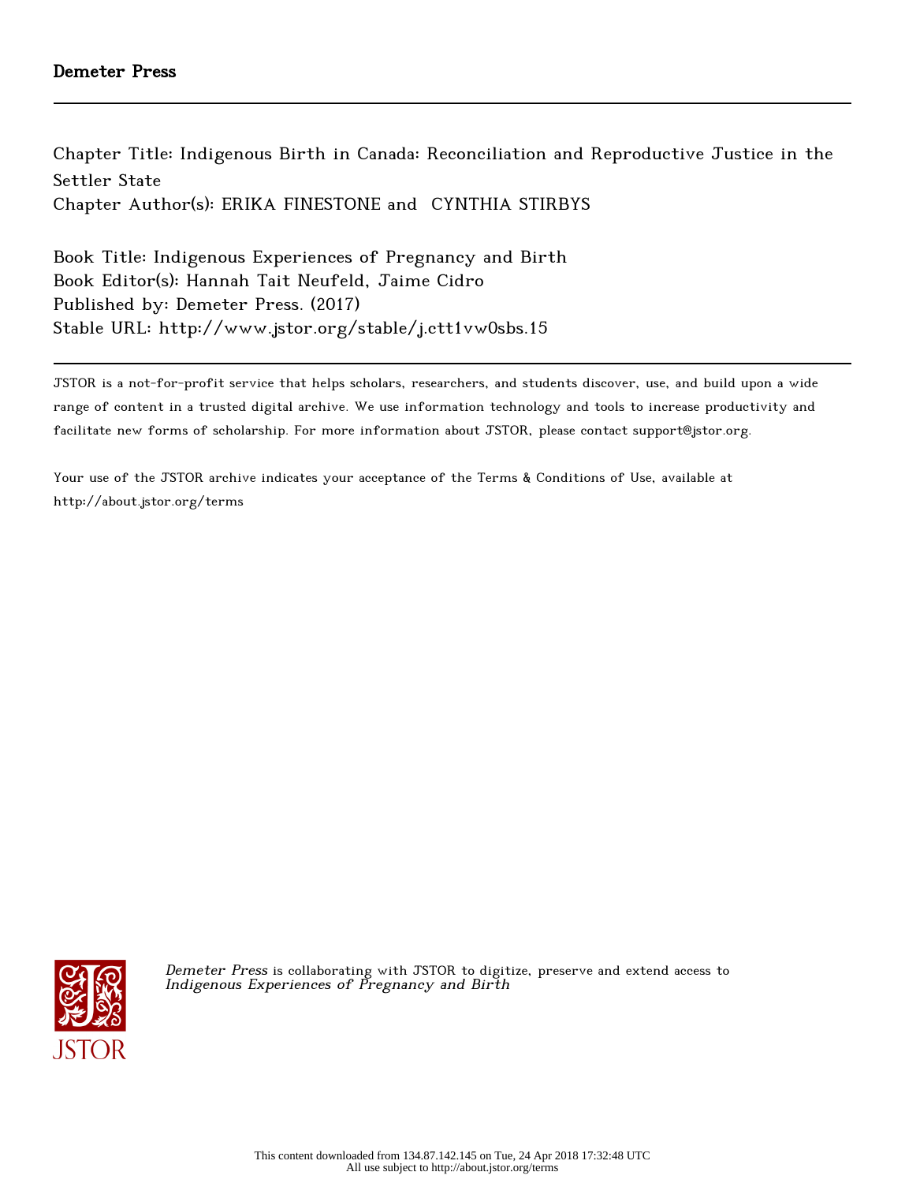Demeter Press

Chapter Title: Indigenous Birth in Canada: Reconciliation and Reproductive Justice in the Settler State

Chapter Author(s): ERIKA FINESTONE and CYNTHIA STIRBYS

Book Title: Indigenous Experiences of Pregnancy and Birth

Book Editor(s): Hannah Tait Neufeld, Jaime Cidro

Published by: Demeter Press. (2017)

Stable URL: http://www.jstor.org/stable/j.ctt1vw0sbs.15

JSTOR is a not-for-profit service that helps scholars, researchers, and students discover, use, and build upon a wide range of content in a trusted digital archive. We use information technology and tools to increase productivity and facilitate new forms of scholarship. For more information about JSTOR, please contact support@jstor.org.

Your use of the JSTOR archive indicates your acceptance of the Terms & Conditions of Use, available at http://about.jstor.org/terms

*Demeter Press* is collaborating with JSTOR to digitize, preserve and extend access to *Indigenous Experiences of Pregnancy and Birth*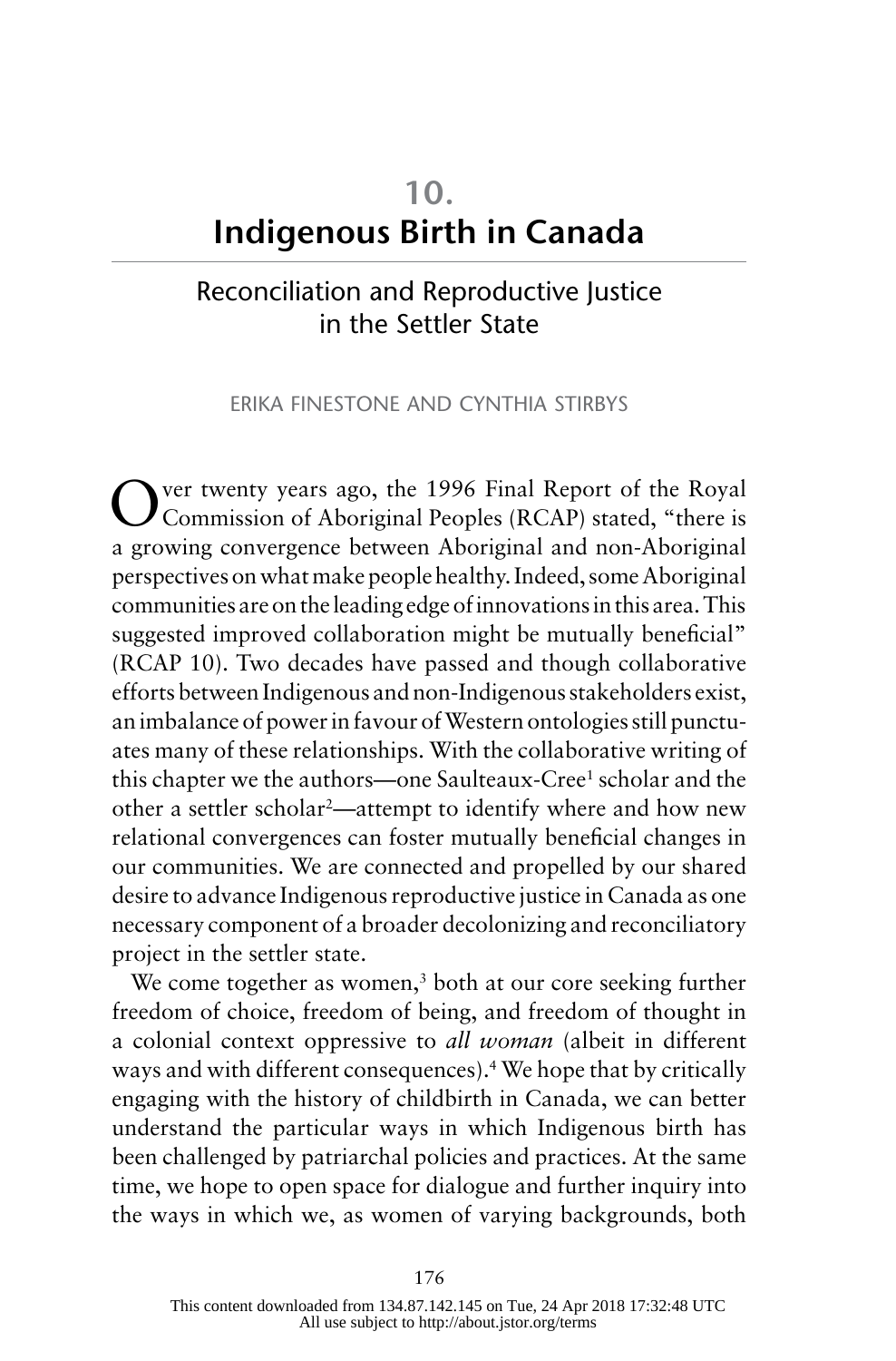# 10. Indigenous Birth in Canada

## Reconciliation and Reproductive Justice in the Settler State

ERIKA FINESTONE AND CYNTHIA STIRBYS

Over twenty years ago, the 1996 Final Report of the Royal Commission of Aboriginal Peoples (RCAP) stated, "there is a growing convergence between Aboriginal and non-Aboriginal perspectives on what make people healthy. Indeed, some Aboriginal communities are on the leading edge of innovations in this area. This suggested improved collaboration might be mutually beneficial" (RCAP 10). Two decades have passed and though collaborative efforts between Indigenous and non-Indigenous stakeholders exist, an imbalance of power in favour of Western ontologies still punctuates many of these relationships. With the collaborative writing of this chapter we the authors—one Saulteaux-Cree[1] scholar and the other a settler scholar[2]—attempt to identify where and how new relational convergences can foster mutually beneficial changes in our communities. We are connected and propelled by our shared desire to advance Indigenous reproductive justice in Canada as one necessary component of a broader decolonizing and reconciliatory project in the settler state.

We come together as women,[3] both at our core seeking further freedom of choice, freedom of being, and freedom of thought in a colonial context oppressive to *all woman* (albeit in different ways and with different consequences).[4] We hope that by critically engaging with the history of childbirth in Canada, we can better understand the particular ways in which Indigenous birth has been challenged by patriarchal policies and practices. At the same time, we hope to open space for dialogue and further inquiry into the ways in which we, as women of varying backgrounds, both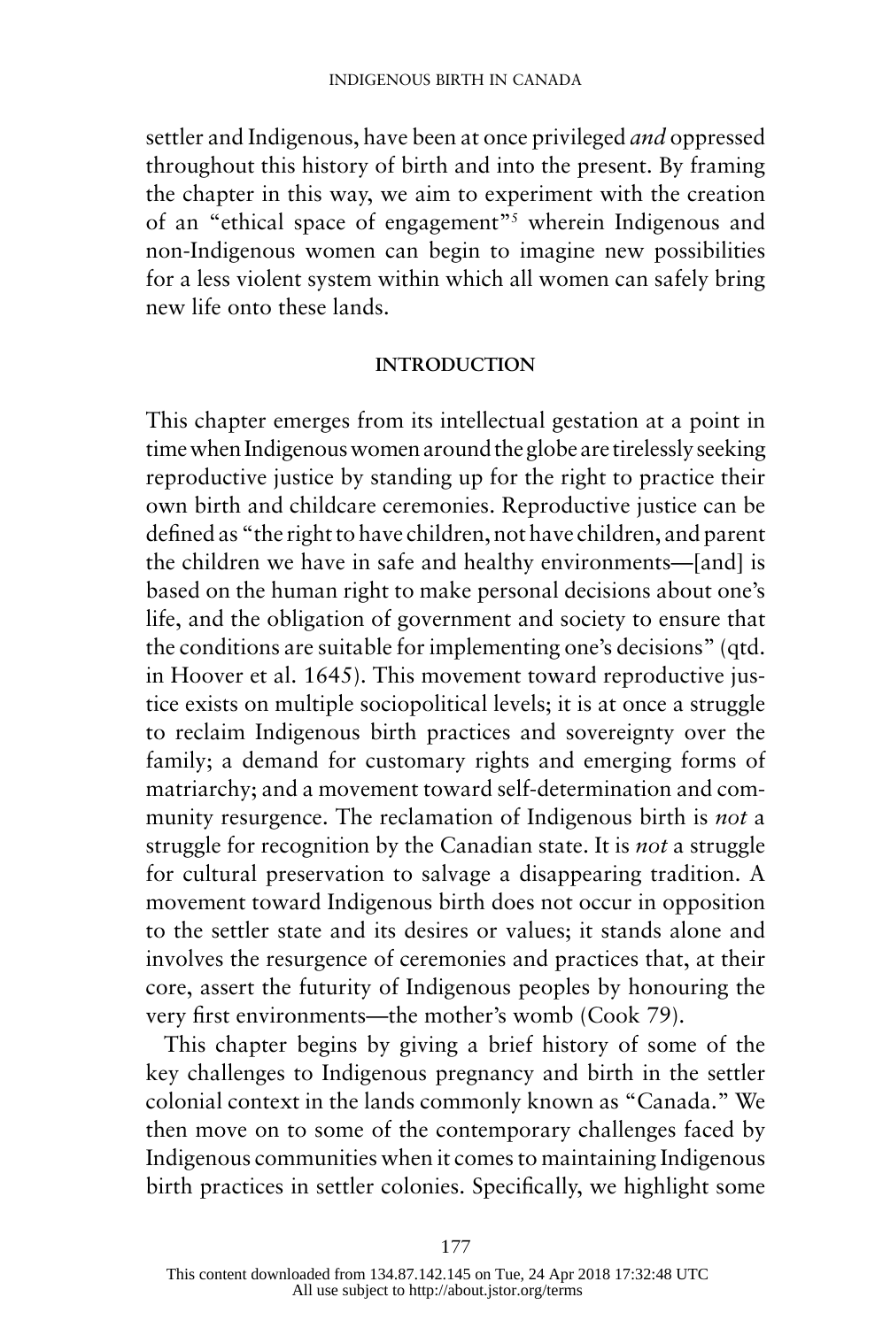settler and Indigenous, have been at once privileged *and* oppressed throughout this history of birth and into the present. By framing the chapter in this way, we aim to experiment with the creation of an "ethical space of engagement"[5] wherein Indigenous and non-Indigenous women can begin to imagine new possibilities for a less violent system within which all women can safely bring new life onto these lands.

## INTRODUCTION

This chapter emerges from its intellectual gestation at a point in time when Indigenous women around the globe are tirelessly seeking reproductive justice by standing up for the right to practice their own birth and childcare ceremonies. Reproductive justice can be defined as "the right to have children, not have children, and parent the children we have in safe and healthy environments—[and] is based on the human right to make personal decisions about one's life, and the obligation of government and society to ensure that the conditions are suitable for implementing one's decisions" (qtd. in Hoover et al. 1645). This movement toward reproductive justice exists on multiple sociopolitical levels; it is at once a struggle to reclaim Indigenous birth practices and sovereignty over the family; a demand for customary rights and emerging forms of matriarchy; and a movement toward self-determination and community resurgence. The reclamation of Indigenous birth is *not* a struggle for recognition by the Canadian state. It is *not* a struggle for cultural preservation to salvage a disappearing tradition. A movement toward Indigenous birth does not occur in opposition to the settler state and its desires or values; it stands alone and involves the resurgence of ceremonies and practices that, at their core, assert the futurity of Indigenous peoples by honouring the very first environments—the mother's womb (Cook 79).

This chapter begins by giving a brief history of some of the key challenges to Indigenous pregnancy and birth in the settler colonial context in the lands commonly known as "Canada." We then move on to some of the contemporary challenges faced by Indigenous communities when it comes to maintaining Indigenous birth practices in settler colonies. Specifically, we highlight some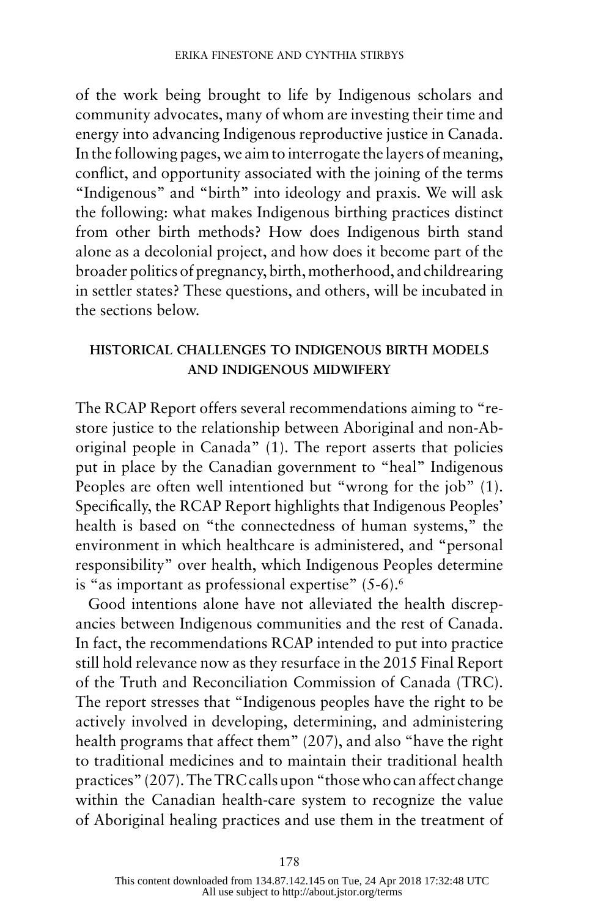of the work being brought to life by Indigenous scholars and community advocates, many of whom are investing their time and energy into advancing Indigenous reproductive justice in Canada. In the following pages, we aim to interrogate the layers of meaning, conflict, and opportunity associated with the joining of the terms "Indigenous" and "birth" into ideology and praxis. We will ask the following: what makes Indigenous birthing practices distinct from other birth methods? How does Indigenous birth stand alone as a decolonial project, and how does it become part of the broader politics of pregnancy, birth, motherhood, and childrearing in settler states? These questions, and others, will be incubated in the sections below.

## HISTORICAL CHALLENGES TO INDIGENOUS BIRTH MODELS AND INDIGENOUS MIDWIFERY

The RCAP Report offers several recommendations aiming to "restore justice to the relationship between Aboriginal and non-Aboriginal people in Canada" (1). The report asserts that policies put in place by the Canadian government to "heal" Indigenous Peoples are often well intentioned but "wrong for the job" (1). Specifically, the RCAP Report highlights that Indigenous Peoples' health is based on "the connectedness of human systems," the environment in which healthcare is administered, and "personal responsibility" over health, which Indigenous Peoples determine is "as important as professional expertise" (5-6).[6]

Good intentions alone have not alleviated the health discrepancies between Indigenous communities and the rest of Canada. In fact, the recommendations RCAP intended to put into practice still hold relevance now as they resurface in the 2015 Final Report of the Truth and Reconciliation Commission of Canada (TRC). The report stresses that "Indigenous peoples have the right to be actively involved in developing, determining, and administering health programs that affect them" (207), and also "have the right to traditional medicines and to maintain their traditional health practices" (207). The TRC calls upon "those who can affect change within the Canadian health-care system to recognize the value of Aboriginal healing practices and use them in the treatment of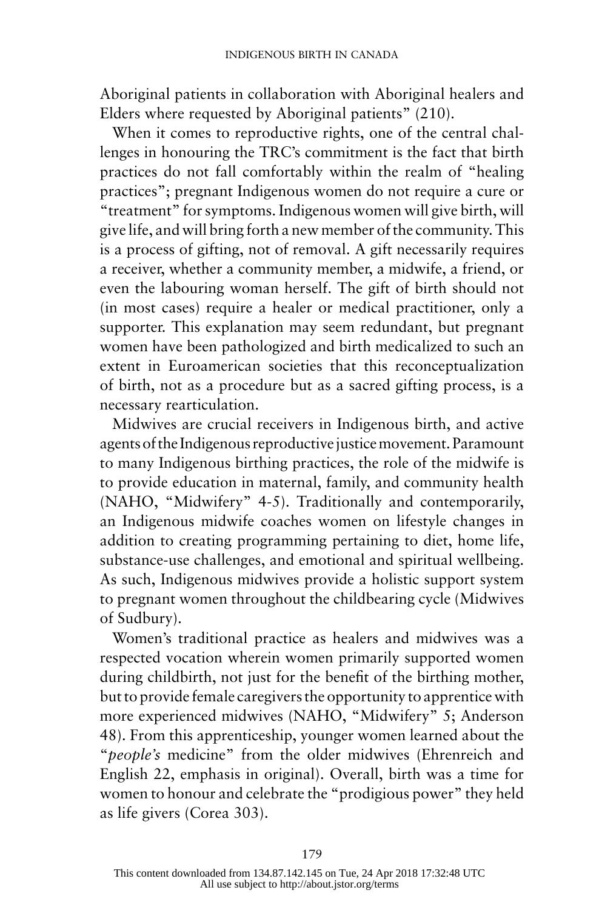Aboriginal patients in collaboration with Aboriginal healers and Elders where requested by Aboriginal patients" (210).

When it comes to reproductive rights, one of the central challenges in honouring the TRC's commitment is the fact that birth practices do not fall comfortably within the realm of "healing practices"; pregnant Indigenous women do not require a cure or "treatment" for symptoms. Indigenous women will give birth, will give life, and will bring forth a new member of the community. This is a process of gifting, not of removal. A gift necessarily requires a receiver, whether a community member, a midwife, a friend, or even the labouring woman herself. The gift of birth should not (in most cases) require a healer or medical practitioner, only a supporter. This explanation may seem redundant, but pregnant women have been pathologized and birth medicalized to such an extent in Euroamerican societies that this reconceptualization of birth, not as a procedure but as a sacred gifting process, is a necessary rearticulation.

Midwives are crucial receivers in Indigenous birth, and active agents of the Indigenous reproductive justice movement. Paramount to many Indigenous birthing practices, the role of the midwife is to provide education in maternal, family, and community health (NAHO, "Midwifery" 4-5). Traditionally and contemporarily, an Indigenous midwife coaches women on lifestyle changes in addition to creating programming pertaining to diet, home life, substance-use challenges, and emotional and spiritual wellbeing. As such, Indigenous midwives provide a holistic support system to pregnant women throughout the childbearing cycle (Midwives of Sudbury).

Women's traditional practice as healers and midwives was a respected vocation wherein women primarily supported women during childbirth, not just for the benefit of the birthing mother, but to provide female caregivers the opportunity to apprentice with more experienced midwives (NAHO, "Midwifery" 5; Anderson 48). From this apprenticeship, younger women learned about the "*people's* medicine" from the older midwives (Ehrenreich and English 22, emphasis in original). Overall, birth was a time for women to honour and celebrate the "prodigious power" they held as life givers (Corea 303).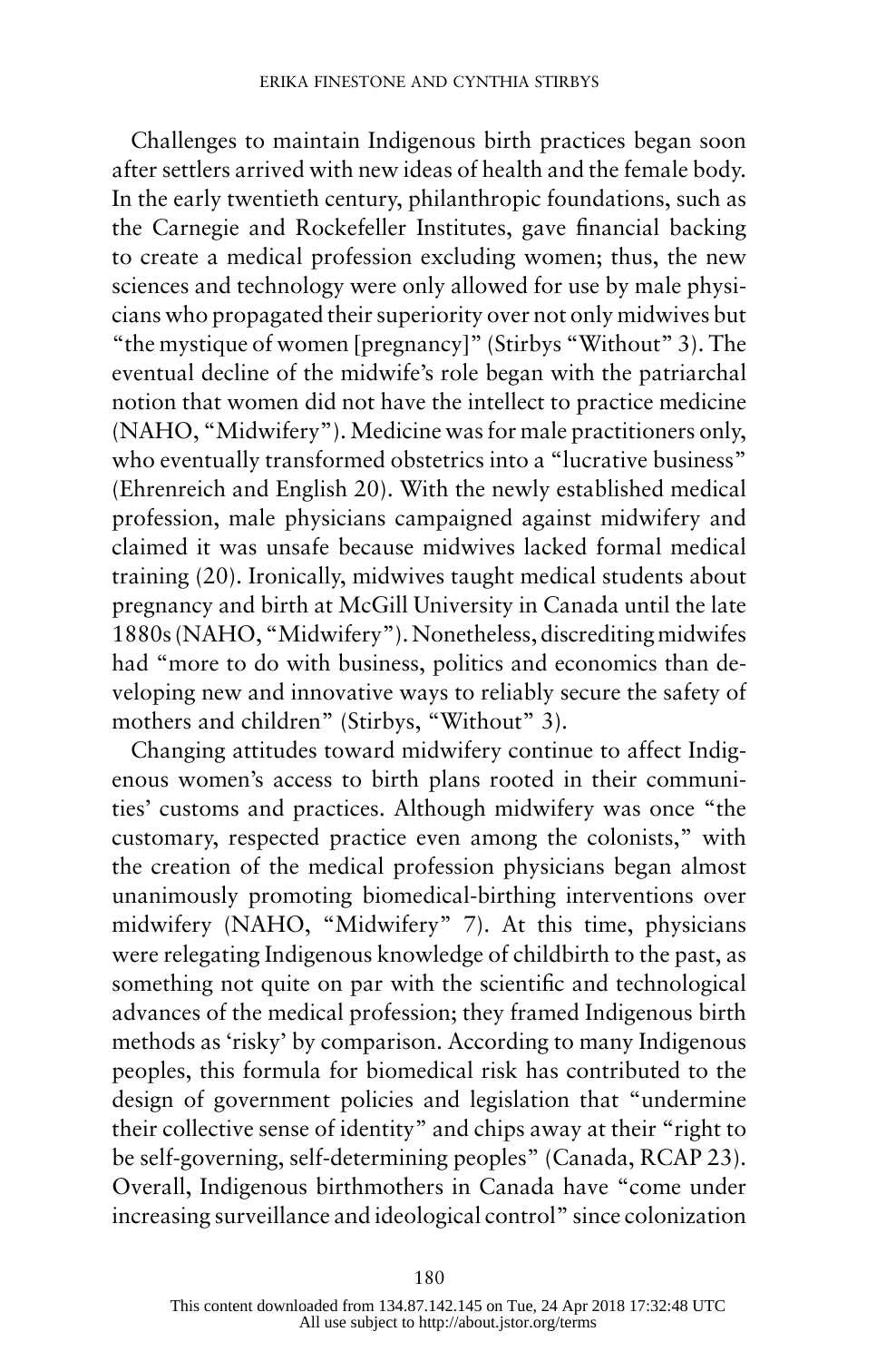Challenges to maintain Indigenous birth practices began soon after settlers arrived with new ideas of health and the female body. In the early twentieth century, philanthropic foundations, such as the Carnegie and Rockefeller Institutes, gave financial backing to create a medical profession excluding women; thus, the new sciences and technology were only allowed for use by male physicians who propagated their superiority over not only midwives but "the mystique of women [pregnancy]" (Stirbys "Without" 3). The eventual decline of the midwife's role began with the patriarchal notion that women did not have the intellect to practice medicine (NAHO, "Midwifery"). Medicine was for male practitioners only, who eventually transformed obstetrics into a "lucrative business" (Ehrenreich and English 20). With the newly established medical profession, male physicians campaigned against midwifery and claimed it was unsafe because midwives lacked formal medical training (20). Ironically, midwives taught medical students about pregnancy and birth at McGill University in Canada until the late 1880s (NAHO, "Midwifery"). Nonetheless, discrediting midwifes had "more to do with business, politics and economics than developing new and innovative ways to reliably secure the safety of mothers and children" (Stirbys, "Without" 3).

Changing attitudes toward midwifery continue to affect Indigenous women's access to birth plans rooted in their communities' customs and practices. Although midwifery was once "the customary, respected practice even among the colonists," with the creation of the medical profession physicians began almost unanimously promoting biomedical-birthing interventions over midwifery (NAHO, "Midwifery" 7). At this time, physicians were relegating Indigenous knowledge of childbirth to the past, as something not quite on par with the scientific and technological advances of the medical profession; they framed Indigenous birth methods as 'risky' by comparison. According to many Indigenous peoples, this formula for biomedical risk has contributed to the design of government policies and legislation that "undermine their collective sense of identity" and chips away at their "right to be self-governing, self-determining peoples" (Canada, RCAP 23). Overall, Indigenous birthmothers in Canada have "come under increasing surveillance and ideological control" since colonization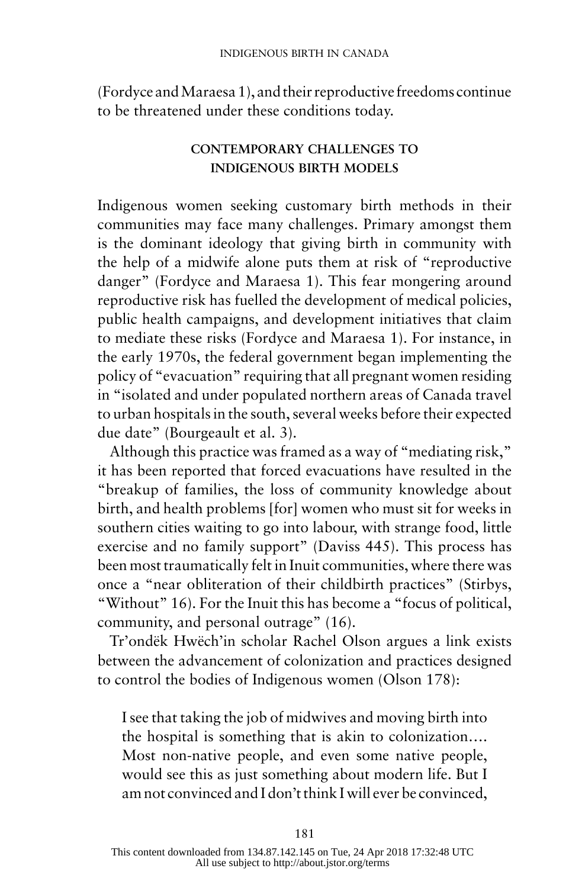(Fordyce and Maraesa 1), and their reproductive freedoms continue to be threatened under these conditions today.

## CONTEMPORARY CHALLENGES TO INDIGENOUS BIRTH MODELS

Indigenous women seeking customary birth methods in their communities may face many challenges. Primary amongst them is the dominant ideology that giving birth in community with the help of a midwife alone puts them at risk of "reproductive danger" (Fordyce and Maraesa 1). This fear mongering around reproductive risk has fuelled the development of medical policies, public health campaigns, and development initiatives that claim to mediate these risks (Fordyce and Maraesa 1). For instance, in the early 1970s, the federal government began implementing the policy of "evacuation" requiring that all pregnant women residing in "isolated and under populated northern areas of Canada travel to urban hospitals in the south, several weeks before their expected due date" (Bourgeault et al. 3).

Although this practice was framed as a way of "mediating risk," it has been reported that forced evacuations have resulted in the "breakup of families, the loss of community knowledge about birth, and health problems [for] women who must sit for weeks in southern cities waiting to go into labour, with strange food, little exercise and no family support" (Daviss 445). This process has been most traumatically felt in Inuit communities, where there was once a "near obliteration of their childbirth practices" (Stirbys, "Without" 16). For the Inuit this has become a "focus of political, community, and personal outrage" (16).

Tr'ondëk Hwëch'in scholar Rachel Olson argues a link exists between the advancement of colonization and practices designed to control the bodies of Indigenous women (Olson 178):

> I see that taking the job of midwives and moving birth into the hospital is something that is akin to colonization.... Most non-native people, and even some native people, would see this as just something about modern life. But I am not convinced and I don't think I will ever be convinced,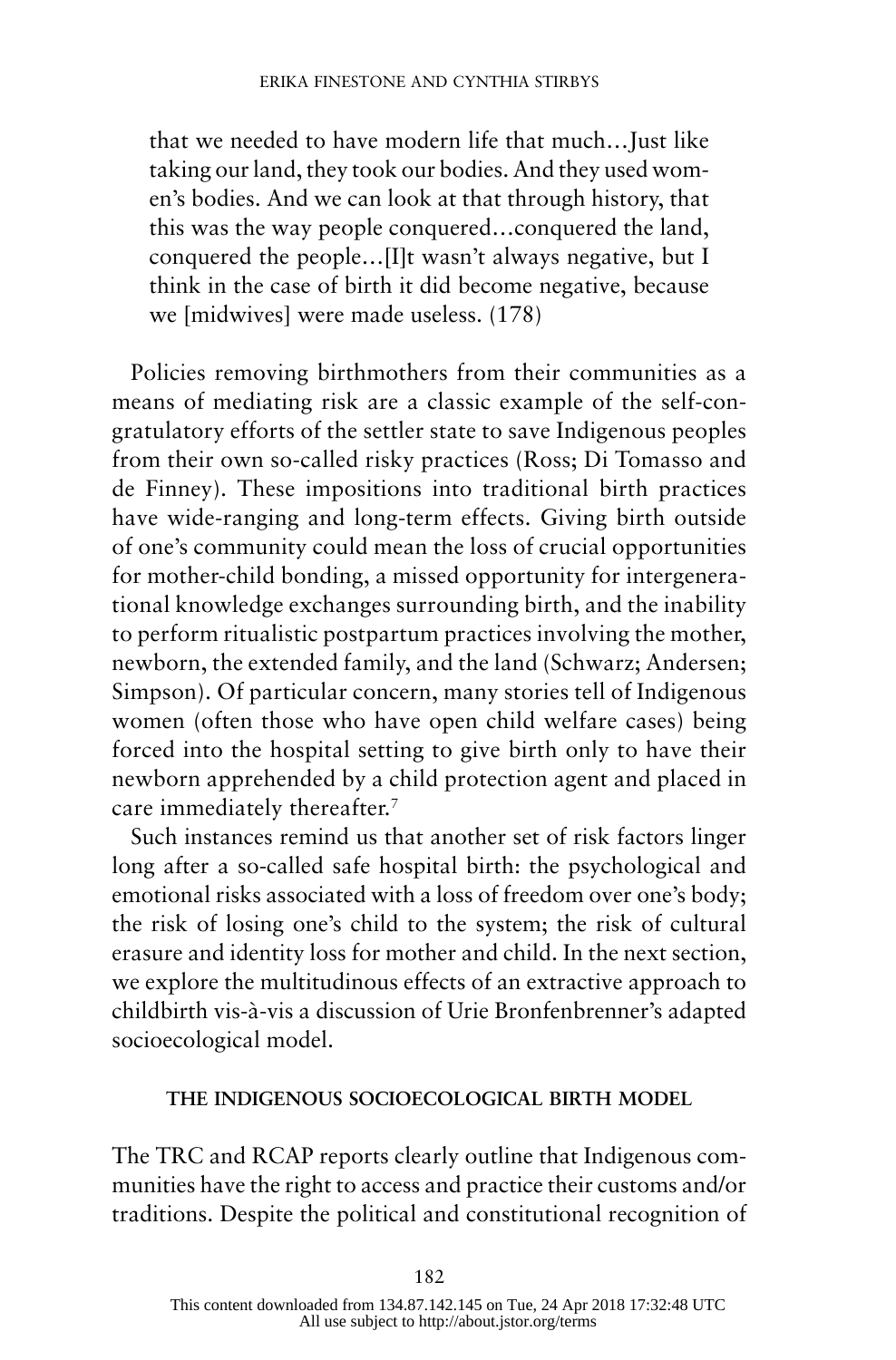> that we needed to have modern life that much…Just like taking our land, they took our bodies. And they used women's bodies. And we can look at that through history, that this was the way people conquered…conquered the land, conquered the people…[I]t wasn't always negative, but I think in the case of birth it did become negative, because we [midwives] were made useless. (178)

Policies removing birthmothers from their communities as a means of mediating risk are a classic example of the self-congratulatory efforts of the settler state to save Indigenous peoples from their own so-called risky practices (Ross; Di Tomasso and de Finney). These impositions into traditional birth practices have wide-ranging and long-term effects. Giving birth outside of one's community could mean the loss of crucial opportunities for mother-child bonding, a missed opportunity for intergenerational knowledge exchanges surrounding birth, and the inability to perform ritualistic postpartum practices involving the mother, newborn, the extended family, and the land (Schwarz; Andersen; Simpson). Of particular concern, many stories tell of Indigenous women (often those who have open child welfare cases) being forced into the hospital setting to give birth only to have their newborn apprehended by a child protection agent and placed in care immediately thereafter.[7]

Such instances remind us that another set of risk factors linger long after a so-called safe hospital birth: the psychological and emotional risks associated with a loss of freedom over one's body; the risk of losing one's child to the system; the risk of cultural erasure and identity loss for mother and child. In the next section, we explore the multitudinous effects of an extractive approach to childbirth vis-à-vis a discussion of Urie Bronfenbrenner's adapted socioecological model.

## THE INDIGENOUS SOCIOECOLOGICAL BIRTH MODEL

The TRC and RCAP reports clearly outline that Indigenous communities have the right to access and practice their customs and/or traditions. Despite the political and constitutional recognition of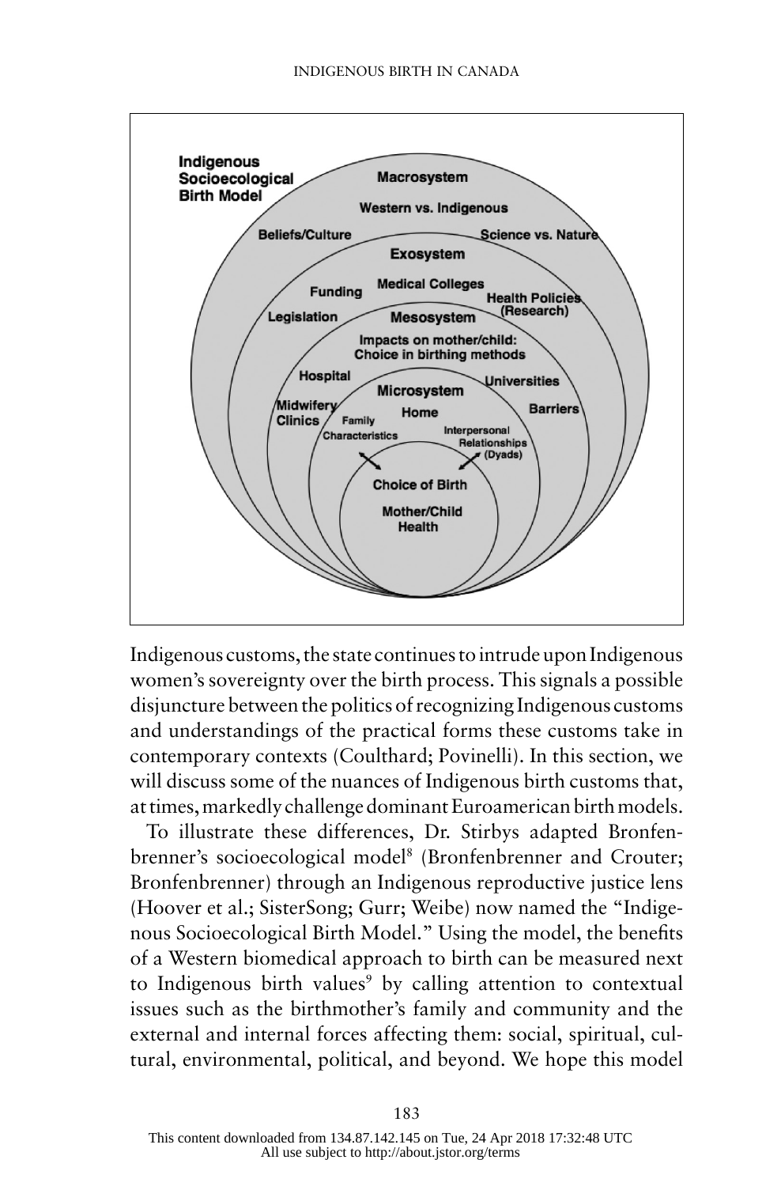**Indigenous Socioecological Birth Model**

Macrosystem
Western vs. Indigenous
Beliefs/Culture
Science vs. Nature

Exosystem
Funding
Medical Colleges
Health Policies (Research)
Legislation

Mesosystem
Impacts on mother/child: Choice in birthing methods
Hospital
Universities
Midwifery Clinics
Barriers

Microsystem
Home
Family Characteristics
Interpersonal Relationships (Dyads)

Choice of Birth
Mother/Child Health

Indigenous customs, the state continues to intrude upon Indigenous women's sovereignty over the birth process. This signals a possible disjuncture between the politics of recognizing Indigenous customs and understandings of the practical forms these customs take in contemporary contexts (Coulthard; Povinelli). In this section, we will discuss some of the nuances of Indigenous birth customs that, at times, markedly challenge dominant Euroamerican birth models.

To illustrate these differences, Dr. Stirbys adapted Bronfenbrenner's socioecological model[8] (Bronfenbrenner and Crouter; Bronfenbrenner) through an Indigenous reproductive justice lens (Hoover et al.; SisterSong; Gurr; Weibe) now named the "Indigenous Socioecological Birth Model." Using the model, the benefits of a Western biomedical approach to birth can be measured next to Indigenous birth values[9] by calling attention to contextual issues such as the birthmother's family and community and the external and internal forces affecting them: social, spiritual, cultural, environmental, political, and beyond. We hope this model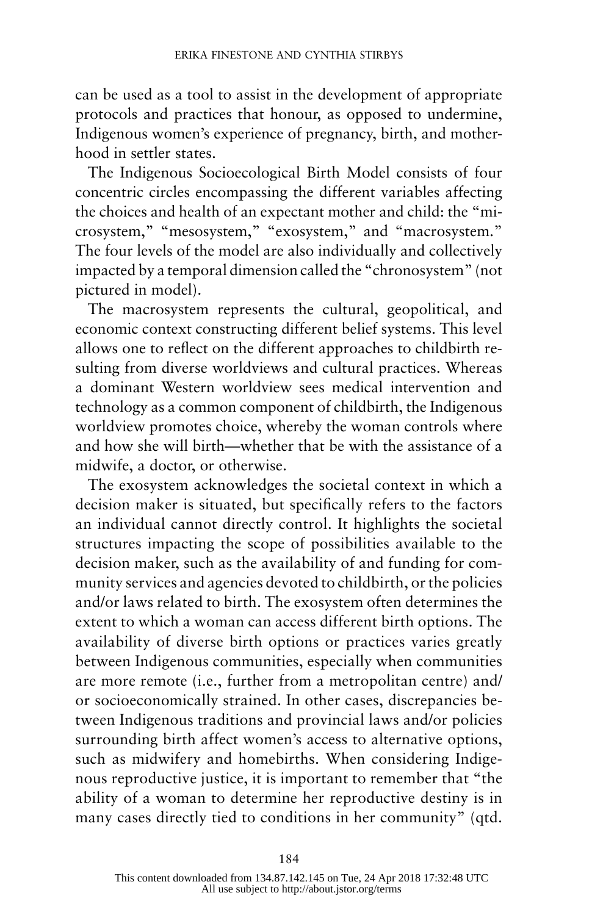can be used as a tool to assist in the development of appropriate protocols and practices that honour, as opposed to undermine, Indigenous women's experience of pregnancy, birth, and motherhood in settler states.

The Indigenous Socioecological Birth Model consists of four concentric circles encompassing the different variables affecting the choices and health of an expectant mother and child: the "microsystem," "mesosystem," "exosystem," and "macrosystem." The four levels of the model are also individually and collectively impacted by a temporal dimension called the "chronosystem" (not pictured in model).

The macrosystem represents the cultural, geopolitical, and economic context constructing different belief systems. This level allows one to reflect on the different approaches to childbirth resulting from diverse worldviews and cultural practices. Whereas a dominant Western worldview sees medical intervention and technology as a common component of childbirth, the Indigenous worldview promotes choice, whereby the woman controls where and how she will birth—whether that be with the assistance of a midwife, a doctor, or otherwise.

The exosystem acknowledges the societal context in which a decision maker is situated, but specifically refers to the factors an individual cannot directly control. It highlights the societal structures impacting the scope of possibilities available to the decision maker, such as the availability of and funding for community services and agencies devoted to childbirth, or the policies and/or laws related to birth. The exosystem often determines the extent to which a woman can access different birth options. The availability of diverse birth options or practices varies greatly between Indigenous communities, especially when communities are more remote (i.e., further from a metropolitan centre) and/or socioeconomically strained. In other cases, discrepancies between Indigenous traditions and provincial laws and/or policies surrounding birth affect women's access to alternative options, such as midwifery and homebirths. When considering Indigenous reproductive justice, it is important to remember that "the ability of a woman to determine her reproductive destiny is in many cases directly tied to conditions in her community" (qtd.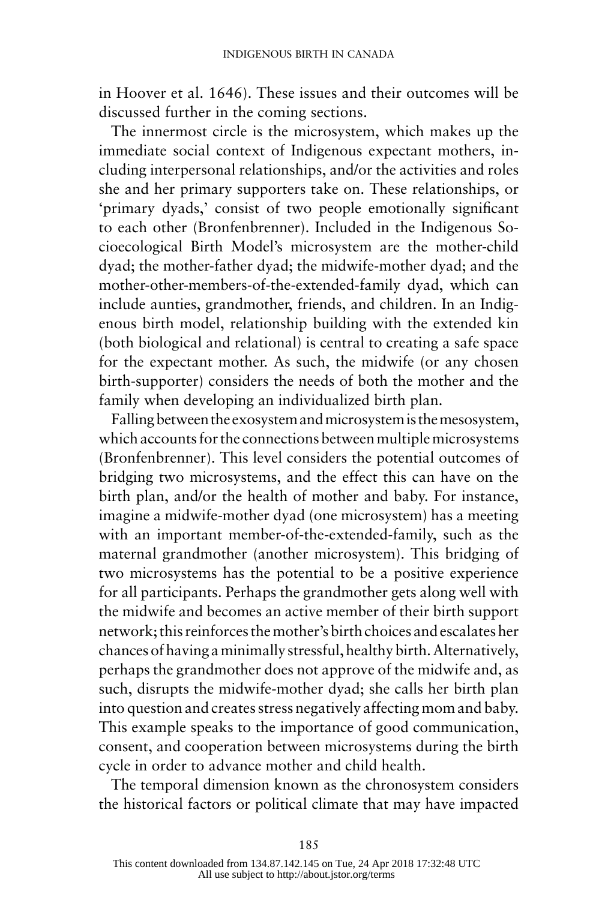in Hoover et al. 1646). These issues and their outcomes will be discussed further in the coming sections.

The innermost circle is the microsystem, which makes up the immediate social context of Indigenous expectant mothers, including interpersonal relationships, and/or the activities and roles she and her primary supporters take on. These relationships, or 'primary dyads,' consist of two people emotionally significant to each other (Bronfenbrenner). Included in the Indigenous Socioecological Birth Model's microsystem are the mother-child dyad; the mother-father dyad; the midwife-mother dyad; and the mother-other-members-of-the-extended-family dyad, which can include aunties, grandmother, friends, and children. In an Indigenous birth model, relationship building with the extended kin (both biological and relational) is central to creating a safe space for the expectant mother. As such, the midwife (or any chosen birth-supporter) considers the needs of both the mother and the family when developing an individualized birth plan.

Falling between the exosystem and microsystem is the mesosystem, which accounts for the connections between multiple microsystems (Bronfenbrenner). This level considers the potential outcomes of bridging two microsystems, and the effect this can have on the birth plan, and/or the health of mother and baby. For instance, imagine a midwife-mother dyad (one microsystem) has a meeting with an important member-of-the-extended-family, such as the maternal grandmother (another microsystem). This bridging of two microsystems has the potential to be a positive experience for all participants. Perhaps the grandmother gets along well with the midwife and becomes an active member of their birth support network; this reinforces the mother's birth choices and escalates her chances of having a minimally stressful, healthy birth. Alternatively, perhaps the grandmother does not approve of the midwife and, as such, disrupts the midwife-mother dyad; she calls her birth plan into question and creates stress negatively affecting mom and baby. This example speaks to the importance of good communication, consent, and cooperation between microsystems during the birth cycle in order to advance mother and child health.

The temporal dimension known as the chronosystem considers the historical factors or political climate that may have impacted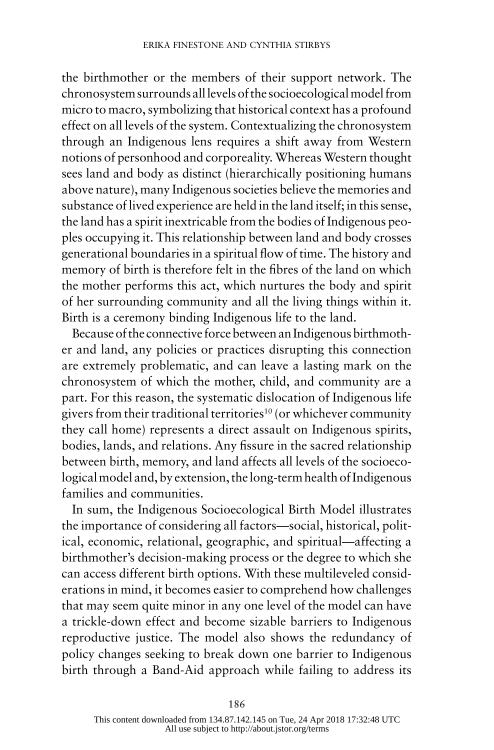the birthmother or the members of their support network. The chronosystem surrounds all levels of the socioecological model from micro to macro, symbolizing that historical context has a profound effect on all levels of the system. Contextualizing the chronosystem through an Indigenous lens requires a shift away from Western notions of personhood and corporeality. Whereas Western thought sees land and body as distinct (hierarchically positioning humans above nature), many Indigenous societies believe the memories and substance of lived experience are held in the land itself; in this sense, the land has a spirit inextricable from the bodies of Indigenous peoples occupying it. This relationship between land and body crosses generational boundaries in a spiritual flow of time. The history and memory of birth is therefore felt in the fibres of the land on which the mother performs this act, which nurtures the body and spirit of her surrounding community and all the living things within it. Birth is a ceremony binding Indigenous life to the land.

Because of the connective force between an Indigenous birthmother and land, any policies or practices disrupting this connection are extremely problematic, and can leave a lasting mark on the chronosystem of which the mother, child, and community are a part. For this reason, the systematic dislocation of Indigenous life givers from their traditional territories[10] (or whichever community they call home) represents a direct assault on Indigenous spirits, bodies, lands, and relations. Any fissure in the sacred relationship between birth, memory, and land affects all levels of the socioecological model and, by extension, the long-term health of Indigenous families and communities.

In sum, the Indigenous Socioecological Birth Model illustrates the importance of considering all factors—social, historical, political, economic, relational, geographic, and spiritual—affecting a birthmother's decision-making process or the degree to which she can access different birth options. With these multileveled considerations in mind, it becomes easier to comprehend how challenges that may seem quite minor in any one level of the model can have a trickle-down effect and become sizable barriers to Indigenous reproductive justice. The model also shows the redundancy of policy changes seeking to break down one barrier to Indigenous birth through a Band-Aid approach while failing to address its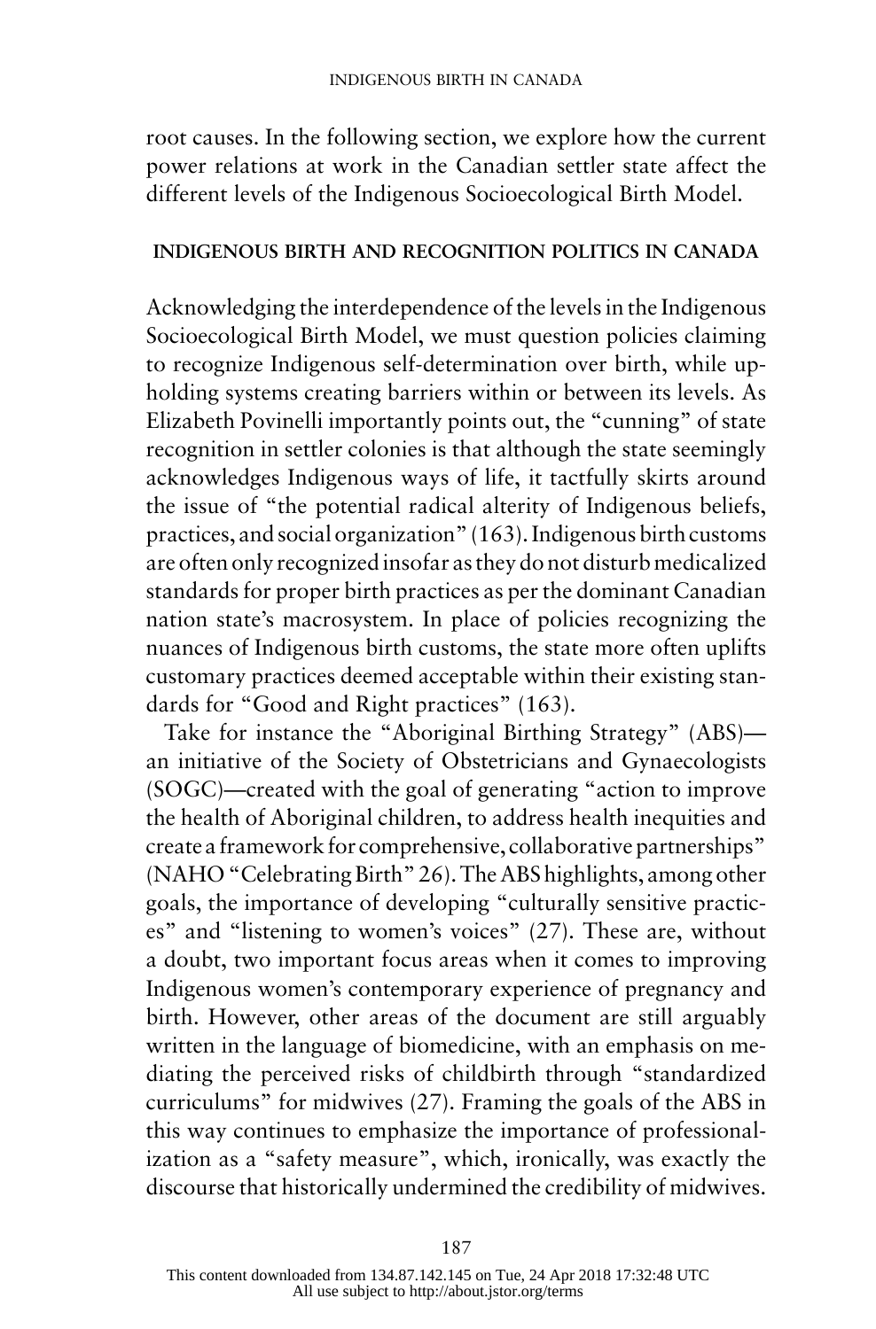root causes. In the following section, we explore how the current power relations at work in the Canadian settler state affect the different levels of the Indigenous Socioecological Birth Model.

## INDIGENOUS BIRTH AND RECOGNITION POLITICS IN CANADA

Acknowledging the interdependence of the levels in the Indigenous Socioecological Birth Model, we must question policies claiming to recognize Indigenous self-determination over birth, while upholding systems creating barriers within or between its levels. As Elizabeth Povinelli importantly points out, the "cunning" of state recognition in settler colonies is that although the state seemingly acknowledges Indigenous ways of life, it tactfully skirts around the issue of "the potential radical alterity of Indigenous beliefs, practices, and social organization" (163). Indigenous birth customs are often only recognized insofar as they do not disturb medicalized standards for proper birth practices as per the dominant Canadian nation state's macrosystem. In place of policies recognizing the nuances of Indigenous birth customs, the state more often uplifts customary practices deemed acceptable within their existing standards for "Good and Right practices" (163).

Take for instance the "Aboriginal Birthing Strategy" (ABS)—an initiative of the Society of Obstetricians and Gynaecologists (SOGC)—created with the goal of generating "action to improve the health of Aboriginal children, to address health inequities and create a framework for comprehensive, collaborative partnerships" (NAHO "Celebrating Birth" 26). The ABS highlights, among other goals, the importance of developing "culturally sensitive practices" and "listening to women's voices" (27). These are, without a doubt, two important focus areas when it comes to improving Indigenous women's contemporary experience of pregnancy and birth. However, other areas of the document are still arguably written in the language of biomedicine, with an emphasis on mediating the perceived risks of childbirth through "standardized curriculums" for midwives (27). Framing the goals of the ABS in this way continues to emphasize the importance of professionalization as a "safety measure", which, ironically, was exactly the discourse that historically undermined the credibility of midwives.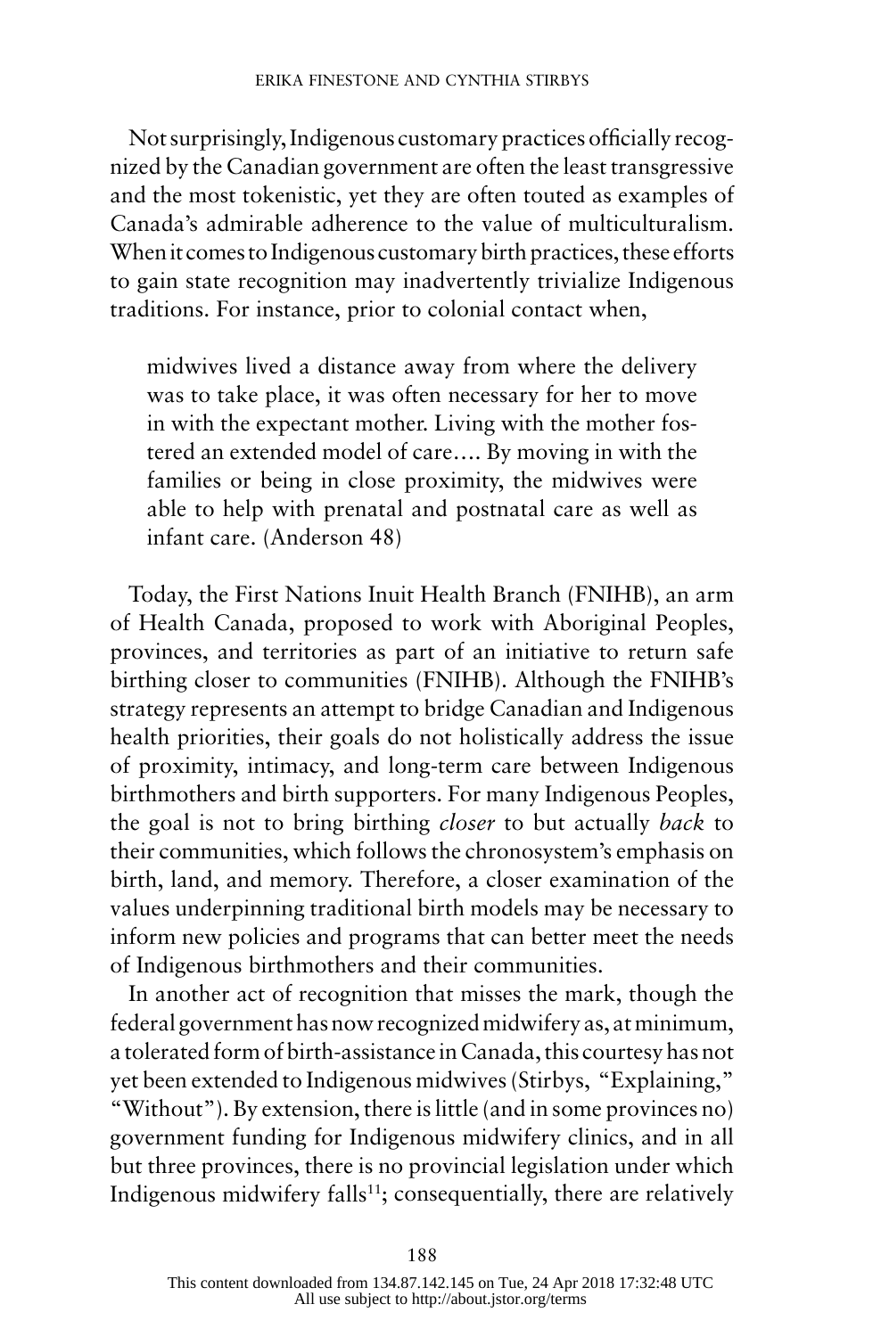Not surprisingly, Indigenous customary practices officially recognized by the Canadian government are often the least transgressive and the most tokenistic, yet they are often touted as examples of Canada's admirable adherence to the value of multiculturalism. When it comes to Indigenous customary birth practices, these efforts to gain state recognition may inadvertently trivialize Indigenous traditions. For instance, prior to colonial contact when,

> midwives lived a distance away from where the delivery was to take place, it was often necessary for her to move in with the expectant mother. Living with the mother fostered an extended model of care…. By moving in with the families or being in close proximity, the midwives were able to help with prenatal and postnatal care as well as infant care. (Anderson 48)

Today, the First Nations Inuit Health Branch (FNIHB), an arm of Health Canada, proposed to work with Aboriginal Peoples, provinces, and territories as part of an initiative to return safe birthing closer to communities (FNIHB). Although the FNIHB's strategy represents an attempt to bridge Canadian and Indigenous health priorities, their goals do not holistically address the issue of proximity, intimacy, and long-term care between Indigenous birthmothers and birth supporters. For many Indigenous Peoples, the goal is not to bring birthing *closer* to but actually *back* to their communities, which follows the chronosystem's emphasis on birth, land, and memory. Therefore, a closer examination of the values underpinning traditional birth models may be necessary to inform new policies and programs that can better meet the needs of Indigenous birthmothers and their communities.

In another act of recognition that misses the mark, though the federal government has now recognized midwifery as, at minimum, a tolerated form of birth-assistance in Canada, this courtesy has not yet been extended to Indigenous midwives (Stirbys, "Explaining," "Without"). By extension, there is little (and in some provinces no) government funding for Indigenous midwifery clinics, and in all but three provinces, there is no provincial legislation under which Indigenous midwifery falls[11]; consequentially, there are relatively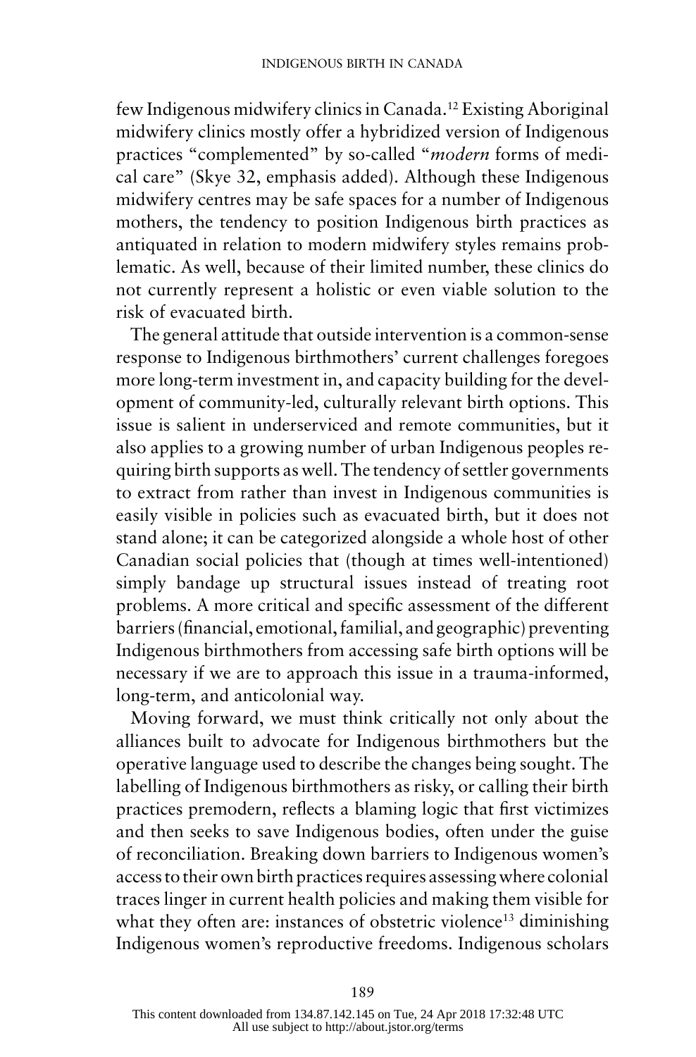few Indigenous midwifery clinics in Canada.[12] Existing Aboriginal midwifery clinics mostly offer a hybridized version of Indigenous practices "complemented" by so-called "*modern* forms of medical care" (Skye 32, emphasis added). Although these Indigenous midwifery centres may be safe spaces for a number of Indigenous mothers, the tendency to position Indigenous birth practices as antiquated in relation to modern midwifery styles remains problematic. As well, because of their limited number, these clinics do not currently represent a holistic or even viable solution to the risk of evacuated birth.

The general attitude that outside intervention is a common-sense response to Indigenous birthmothers' current challenges foregoes more long-term investment in, and capacity building for the development of community-led, culturally relevant birth options. This issue is salient in underserviced and remote communities, but it also applies to a growing number of urban Indigenous peoples requiring birth supports as well. The tendency of settler governments to extract from rather than invest in Indigenous communities is easily visible in policies such as evacuated birth, but it does not stand alone; it can be categorized alongside a whole host of other Canadian social policies that (though at times well-intentioned) simply bandage up structural issues instead of treating root problems. A more critical and specific assessment of the different barriers (financial, emotional, familial, and geographic) preventing Indigenous birthmothers from accessing safe birth options will be necessary if we are to approach this issue in a trauma-informed, long-term, and anticolonial way.

Moving forward, we must think critically not only about the alliances built to advocate for Indigenous birthmothers but the operative language used to describe the changes being sought. The labelling of Indigenous birthmothers as risky, or calling their birth practices premodern, reflects a blaming logic that first victimizes and then seeks to save Indigenous bodies, often under the guise of reconciliation. Breaking down barriers to Indigenous women's access to their own birth practices requires assessing where colonial traces linger in current health policies and making them visible for what they often are: instances of obstetric violence[13] diminishing Indigenous women's reproductive freedoms. Indigenous scholars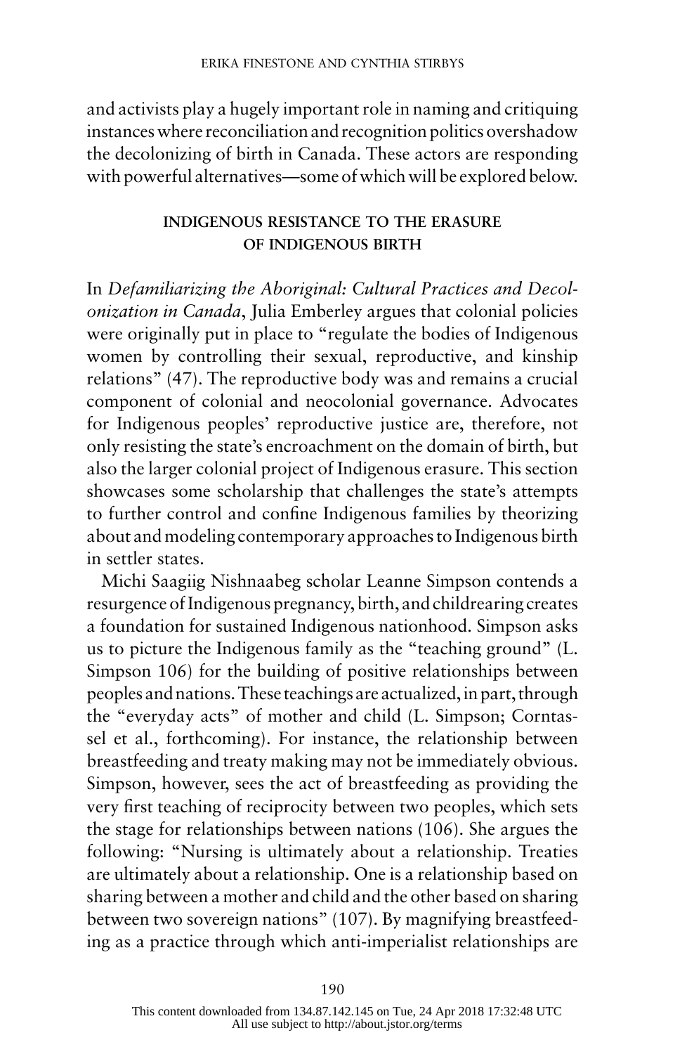and activists play a hugely important role in naming and critiquing instances where reconciliation and recognition politics overshadow the decolonizing of birth in Canada. These actors are responding with powerful alternatives—some of which will be explored below.

## INDIGENOUS RESISTANCE TO THE ERASURE OF INDIGENOUS BIRTH

In *Defamiliarizing the Aboriginal: Cultural Practices and Decolonization in Canada*, Julia Emberley argues that colonial policies were originally put in place to "regulate the bodies of Indigenous women by controlling their sexual, reproductive, and kinship relations" (47). The reproductive body was and remains a crucial component of colonial and neocolonial governance. Advocates for Indigenous peoples' reproductive justice are, therefore, not only resisting the state's encroachment on the domain of birth, but also the larger colonial project of Indigenous erasure. This section showcases some scholarship that challenges the state's attempts to further control and confine Indigenous families by theorizing about and modeling contemporary approaches to Indigenous birth in settler states.

Michi Saagiig Nishnaabeg scholar Leanne Simpson contends a resurgence of Indigenous pregnancy, birth, and childrearing creates a foundation for sustained Indigenous nationhood. Simpson asks us to picture the Indigenous family as the "teaching ground" (L. Simpson 106) for the building of positive relationships between peoples and nations. These teachings are actualized, in part, through the "everyday acts" of mother and child (L. Simpson; Corntassel et al., forthcoming). For instance, the relationship between breastfeeding and treaty making may not be immediately obvious. Simpson, however, sees the act of breastfeeding as providing the very first teaching of reciprocity between two peoples, which sets the stage for relationships between nations (106). She argues the following: "Nursing is ultimately about a relationship. Treaties are ultimately about a relationship. One is a relationship based on sharing between a mother and child and the other based on sharing between two sovereign nations" (107). By magnifying breastfeeding as a practice through which anti-imperialist relationships are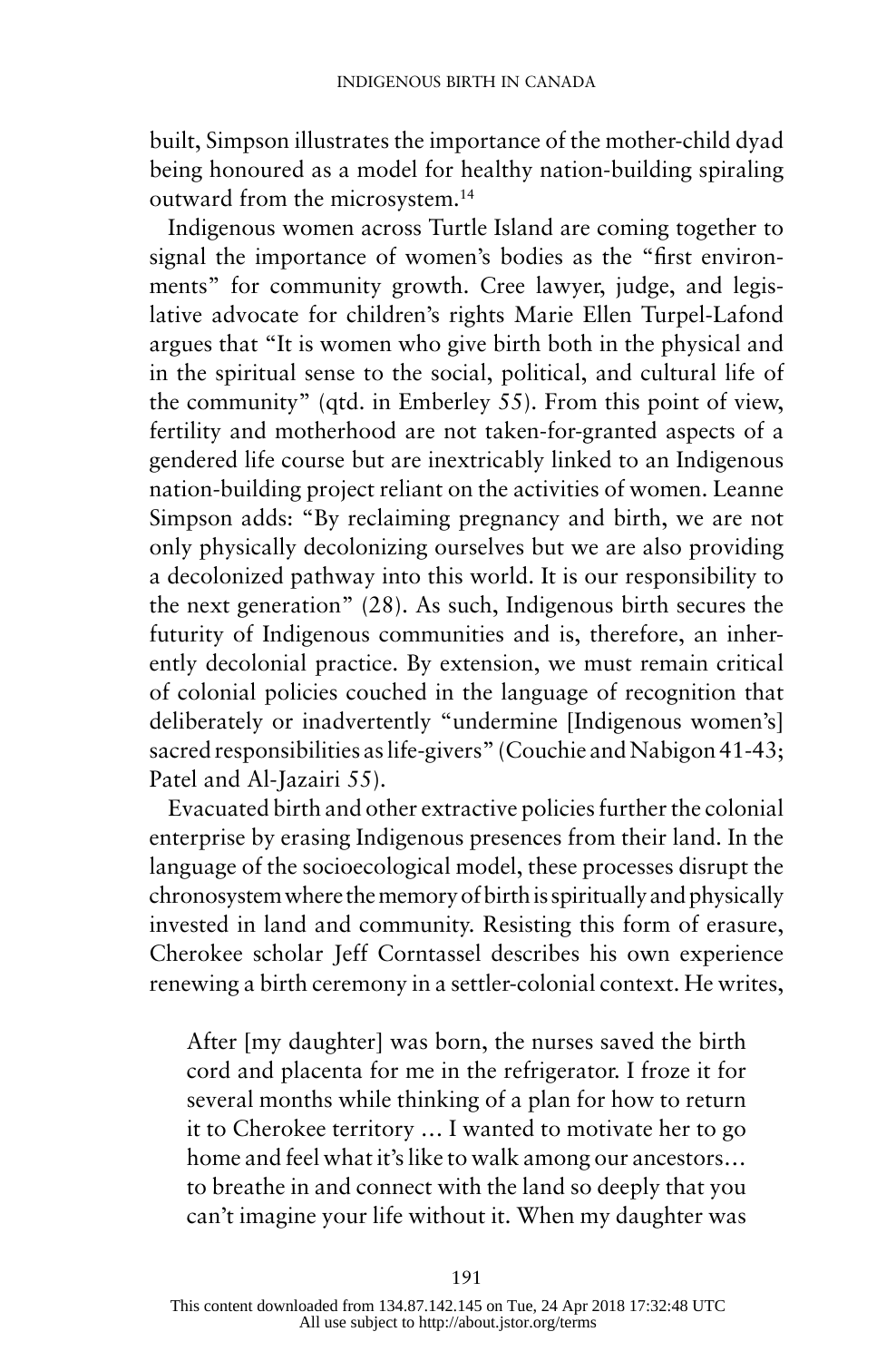built, Simpson illustrates the importance of the mother-child dyad being honoured as a model for healthy nation-building spiraling outward from the microsystem.[14]

Indigenous women across Turtle Island are coming together to signal the importance of women's bodies as the "first environments" for community growth. Cree lawyer, judge, and legislative advocate for children's rights Marie Ellen Turpel-Lafond argues that "It is women who give birth both in the physical and in the spiritual sense to the social, political, and cultural life of the community" (qtd. in Emberley 55). From this point of view, fertility and motherhood are not taken-for-granted aspects of a gendered life course but are inextricably linked to an Indigenous nation-building project reliant on the activities of women. Leanne Simpson adds: "By reclaiming pregnancy and birth, we are not only physically decolonizing ourselves but we are also providing a decolonized pathway into this world. It is our responsibility to the next generation" (28). As such, Indigenous birth secures the futurity of Indigenous communities and is, therefore, an inherently decolonial practice. By extension, we must remain critical of colonial policies couched in the language of recognition that deliberately or inadvertently "undermine [Indigenous women's] sacred responsibilities as life-givers" (Couchie and Nabigon 41-43; Patel and Al-Jazairi 55).

Evacuated birth and other extractive policies further the colonial enterprise by erasing Indigenous presences from their land. In the language of the socioecological model, these processes disrupt the chronosystem where the memory of birth is spiritually and physically invested in land and community. Resisting this form of erasure, Cherokee scholar Jeff Corntassel describes his own experience renewing a birth ceremony in a settler-colonial context. He writes,

> After [my daughter] was born, the nurses saved the birth cord and placenta for me in the refrigerator. I froze it for several months while thinking of a plan for how to return it to Cherokee territory … I wanted to motivate her to go home and feel what it's like to walk among our ancestors… to breathe in and connect with the land so deeply that you can't imagine your life without it. When my daughter was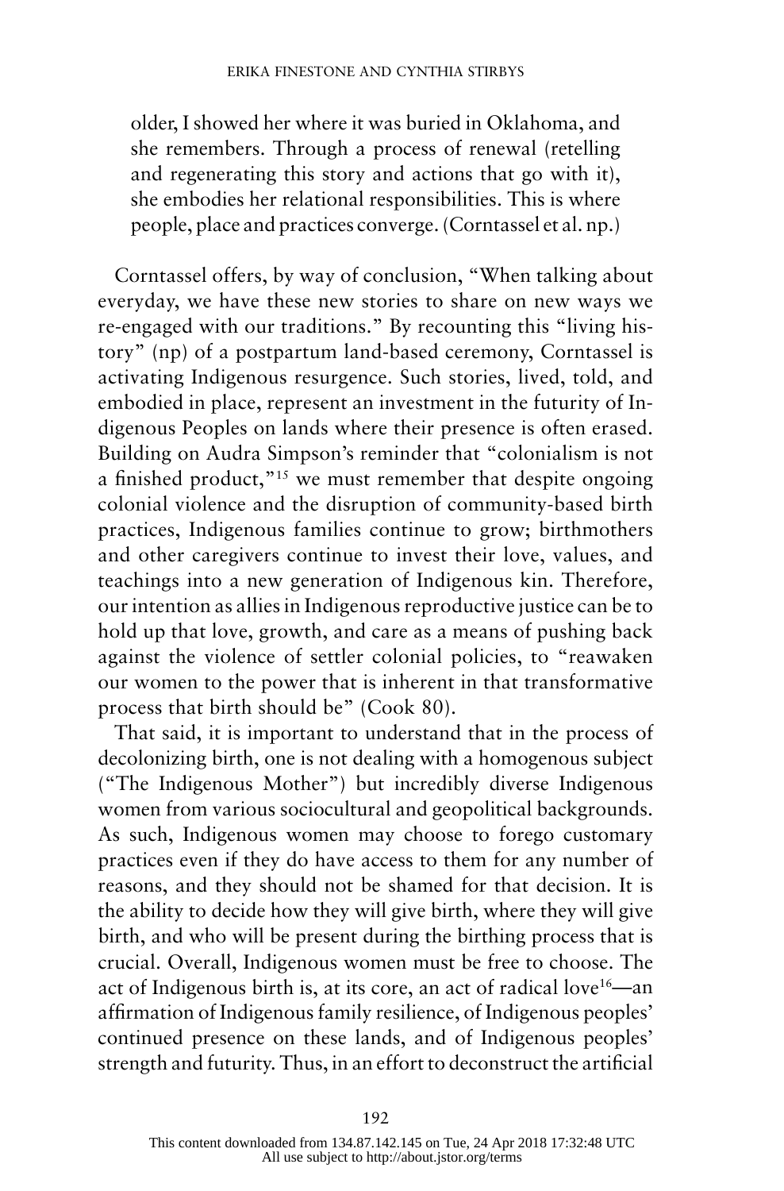older, I showed her where it was buried in Oklahoma, and she remembers. Through a process of renewal (retelling and regenerating this story and actions that go with it), she embodies her relational responsibilities. This is where people, place and practices converge. (Corntassel et al. np.)

Corntassel offers, by way of conclusion, "When talking about everyday, we have these new stories to share on new ways we re-engaged with our traditions." By recounting this "living history" (np) of a postpartum land-based ceremony, Corntassel is activating Indigenous resurgence. Such stories, lived, told, and embodied in place, represent an investment in the futurity of Indigenous Peoples on lands where their presence is often erased. Building on Audra Simpson's reminder that "colonialism is not a finished product,"[15] we must remember that despite ongoing colonial violence and the disruption of community-based birth practices, Indigenous families continue to grow; birthmothers and other caregivers continue to invest their love, values, and teachings into a new generation of Indigenous kin. Therefore, our intention as allies in Indigenous reproductive justice can be to hold up that love, growth, and care as a means of pushing back against the violence of settler colonial policies, to "reawaken our women to the power that is inherent in that transformative process that birth should be" (Cook 80).

That said, it is important to understand that in the process of decolonizing birth, one is not dealing with a homogenous subject ("The Indigenous Mother") but incredibly diverse Indigenous women from various sociocultural and geopolitical backgrounds. As such, Indigenous women may choose to forego customary practices even if they do have access to them for any number of reasons, and they should not be shamed for that decision. It is the ability to decide how they will give birth, where they will give birth, and who will be present during the birthing process that is crucial. Overall, Indigenous women must be free to choose. The act of Indigenous birth is, at its core, an act of radical love[16]—an affirmation of Indigenous family resilience, of Indigenous peoples' continued presence on these lands, and of Indigenous peoples' strength and futurity. Thus, in an effort to deconstruct the artificial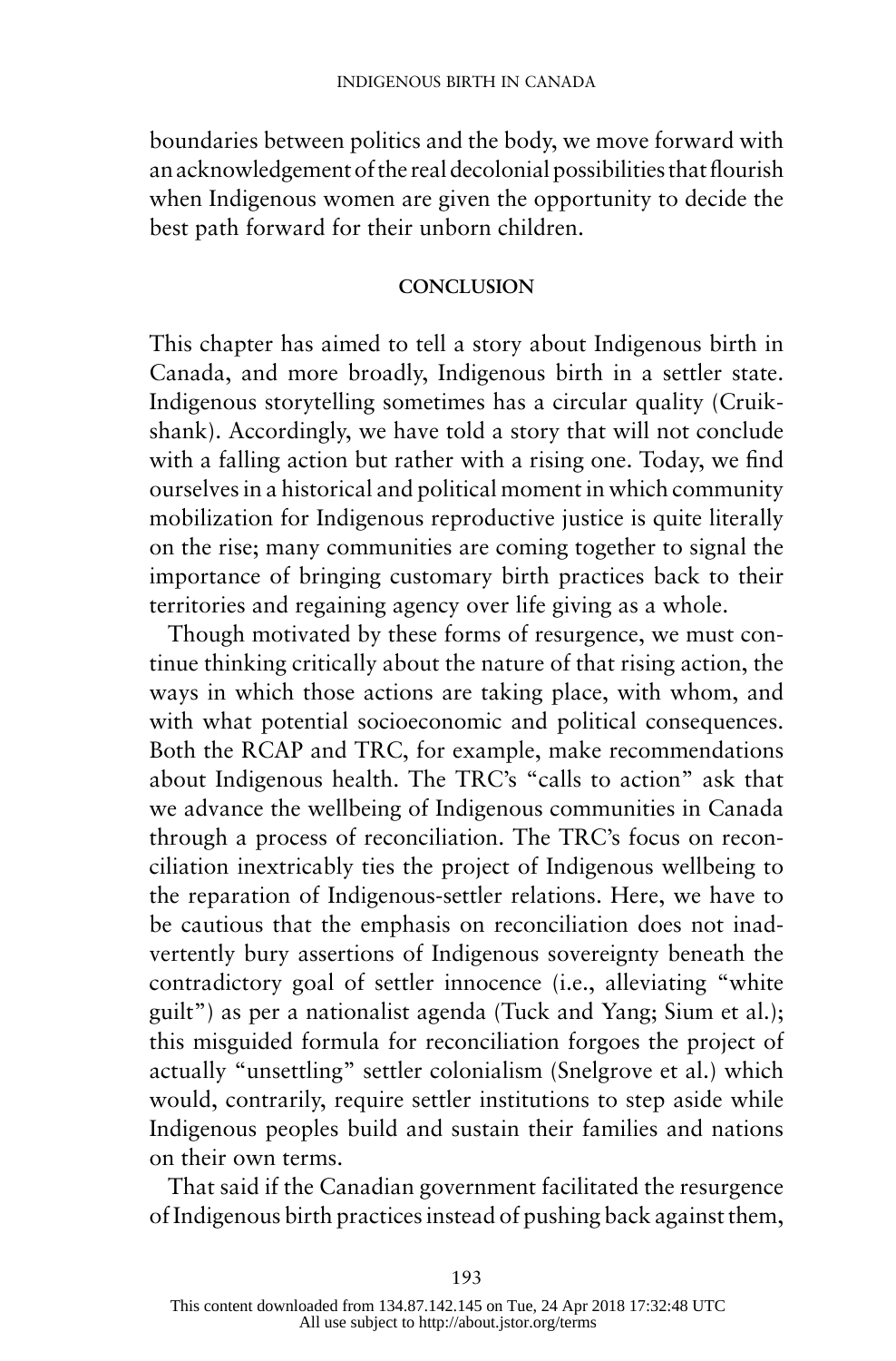boundaries between politics and the body, we move forward with an acknowledgement of the real decolonial possibilities that flourish when Indigenous women are given the opportunity to decide the best path forward for their unborn children.

## CONCLUSION

This chapter has aimed to tell a story about Indigenous birth in Canada, and more broadly, Indigenous birth in a settler state. Indigenous storytelling sometimes has a circular quality (Cruikshank). Accordingly, we have told a story that will not conclude with a falling action but rather with a rising one. Today, we find ourselves in a historical and political moment in which community mobilization for Indigenous reproductive justice is quite literally on the rise; many communities are coming together to signal the importance of bringing customary birth practices back to their territories and regaining agency over life giving as a whole.

Though motivated by these forms of resurgence, we must continue thinking critically about the nature of that rising action, the ways in which those actions are taking place, with whom, and with what potential socioeconomic and political consequences. Both the RCAP and TRC, for example, make recommendations about Indigenous health. The TRC's "calls to action" ask that we advance the wellbeing of Indigenous communities in Canada through a process of reconciliation. The TRC's focus on reconciliation inextricably ties the project of Indigenous wellbeing to the reparation of Indigenous-settler relations. Here, we have to be cautious that the emphasis on reconciliation does not inadvertently bury assertions of Indigenous sovereignty beneath the contradictory goal of settler innocence (i.e., alleviating "white guilt") as per a nationalist agenda (Tuck and Yang; Sium et al.); this misguided formula for reconciliation forgoes the project of actually "unsettling" settler colonialism (Snelgrove et al.) which would, contrarily, require settler institutions to step aside while Indigenous peoples build and sustain their families and nations on their own terms.

That said if the Canadian government facilitated the resurgence of Indigenous birth practices instead of pushing back against them,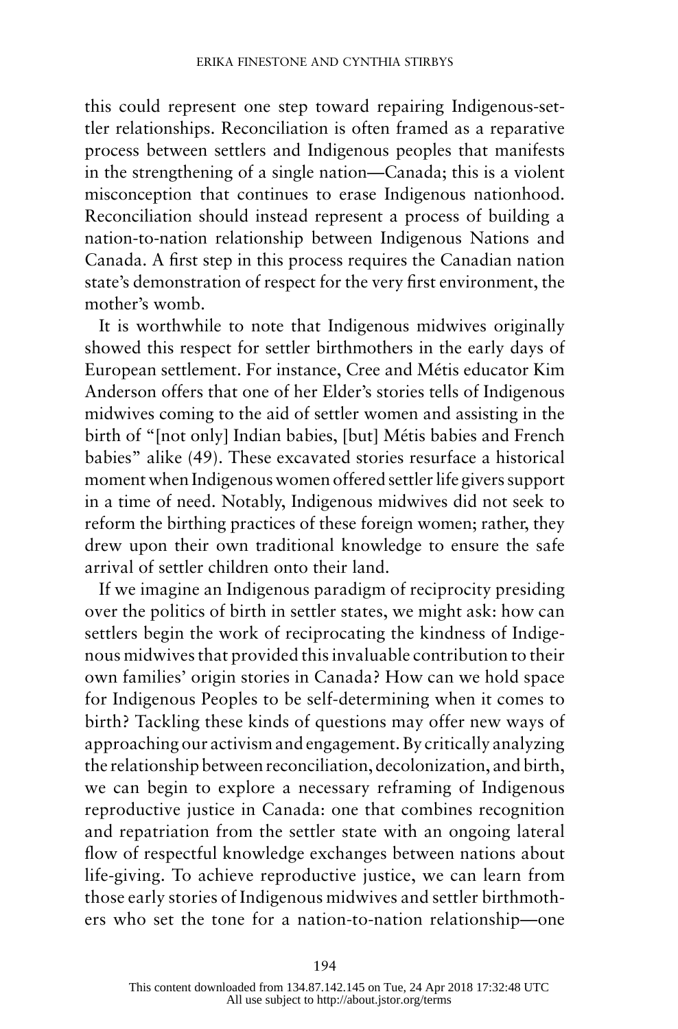this could represent one step toward repairing Indigenous-settler relationships. Reconciliation is often framed as a reparative process between settlers and Indigenous peoples that manifests in the strengthening of a single nation—Canada; this is a violent misconception that continues to erase Indigenous nationhood. Reconciliation should instead represent a process of building a nation-to-nation relationship between Indigenous Nations and Canada. A first step in this process requires the Canadian nation state's demonstration of respect for the very first environment, the mother's womb.

It is worthwhile to note that Indigenous midwives originally showed this respect for settler birthmothers in the early days of European settlement. For instance, Cree and Métis educator Kim Anderson offers that one of her Elder's stories tells of Indigenous midwives coming to the aid of settler women and assisting in the birth of "[not only] Indian babies, [but] Métis babies and French babies" alike (49). These excavated stories resurface a historical moment when Indigenous women offered settler life givers support in a time of need. Notably, Indigenous midwives did not seek to reform the birthing practices of these foreign women; rather, they drew upon their own traditional knowledge to ensure the safe arrival of settler children onto their land.

If we imagine an Indigenous paradigm of reciprocity presiding over the politics of birth in settler states, we might ask: how can settlers begin the work of reciprocating the kindness of Indigenous midwives that provided this invaluable contribution to their own families' origin stories in Canada? How can we hold space for Indigenous Peoples to be self-determining when it comes to birth? Tackling these kinds of questions may offer new ways of approaching our activism and engagement. By critically analyzing the relationship between reconciliation, decolonization, and birth, we can begin to explore a necessary reframing of Indigenous reproductive justice in Canada: one that combines recognition and repatriation from the settler state with an ongoing lateral flow of respectful knowledge exchanges between nations about life-giving. To achieve reproductive justice, we can learn from those early stories of Indigenous midwives and settler birthmothers who set the tone for a nation-to-nation relationship—one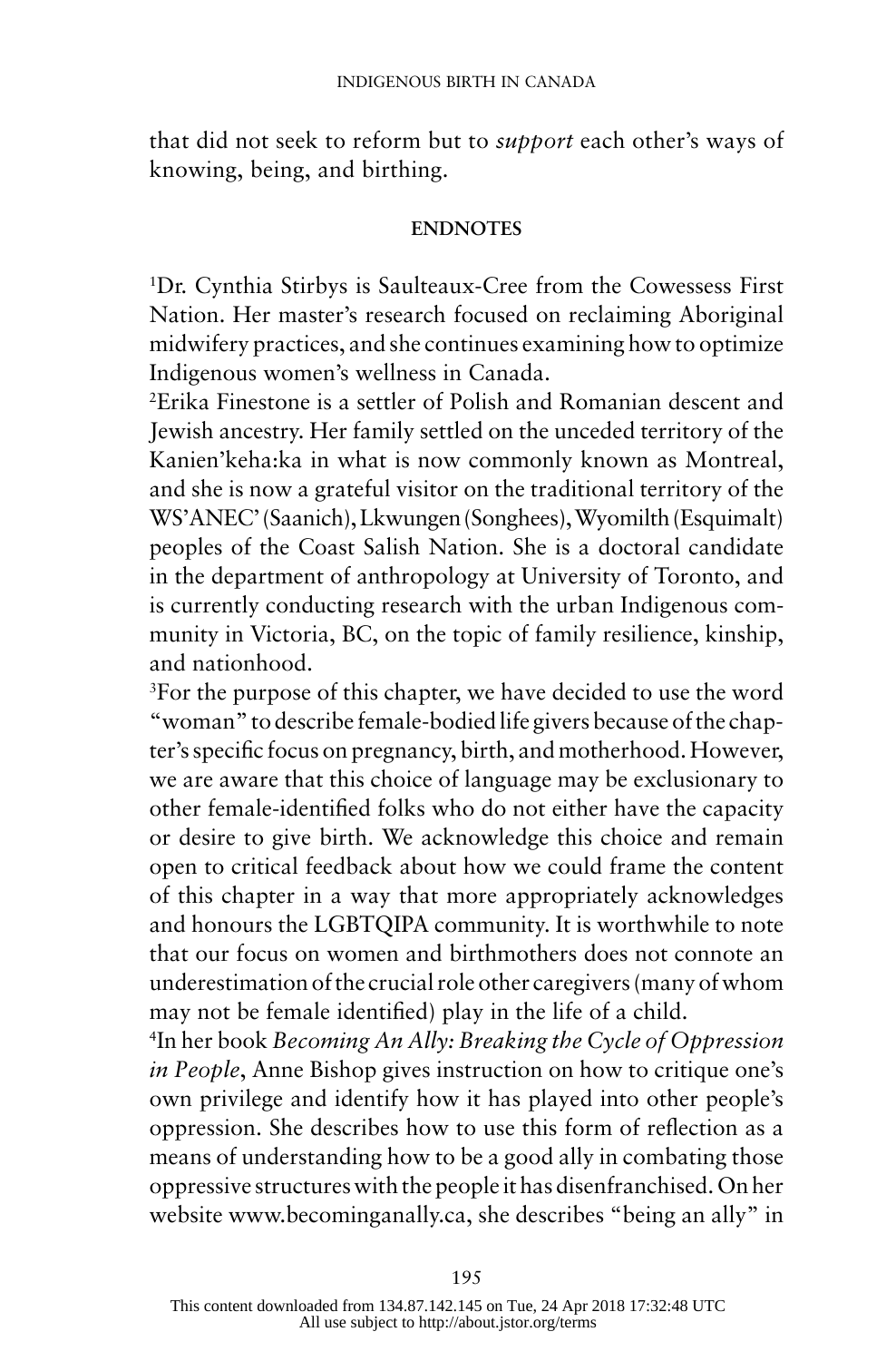that did not seek to reform but to *support* each other's ways of knowing, being, and birthing.

## ENDNOTES

[1]Dr. Cynthia Stirbys is Saulteaux-Cree from the Cowessess First Nation. Her master's research focused on reclaiming Aboriginal midwifery practices, and she continues examining how to optimize Indigenous women's wellness in Canada.

[2]Erika Finestone is a settler of Polish and Romanian descent and Jewish ancestry. Her family settled on the unceded territory of the Kanien'keha:ka in what is now commonly known as Montreal, and she is now a grateful visitor on the traditional territory of the WS'ANEC' (Saanich), Lkwungen (Songhees), Wyomilth (Esquimalt) peoples of the Coast Salish Nation. She is a doctoral candidate in the department of anthropology at University of Toronto, and is currently conducting research with the urban Indigenous community in Victoria, BC, on the topic of family resilience, kinship, and nationhood.

[3]For the purpose of this chapter, we have decided to use the word "woman" to describe female-bodied life givers because of the chapter's specific focus on pregnancy, birth, and motherhood. However, we are aware that this choice of language may be exclusionary to other female-identified folks who do not either have the capacity or desire to give birth. We acknowledge this choice and remain open to critical feedback about how we could frame the content of this chapter in a way that more appropriately acknowledges and honours the LGBTQIPA community. It is worthwhile to note that our focus on women and birthmothers does not connote an underestimation of the crucial role other caregivers (many of whom may not be female identified) play in the life of a child.

[4]In her book *Becoming An Ally: Breaking the Cycle of Oppression in People*, Anne Bishop gives instruction on how to critique one's own privilege and identify how it has played into other people's oppression. She describes how to use this form of reflection as a means of understanding how to be a good ally in combating those oppressive structures with the people it has disenfranchised. On her website www.becominganally.ca, she describes "being an ally" in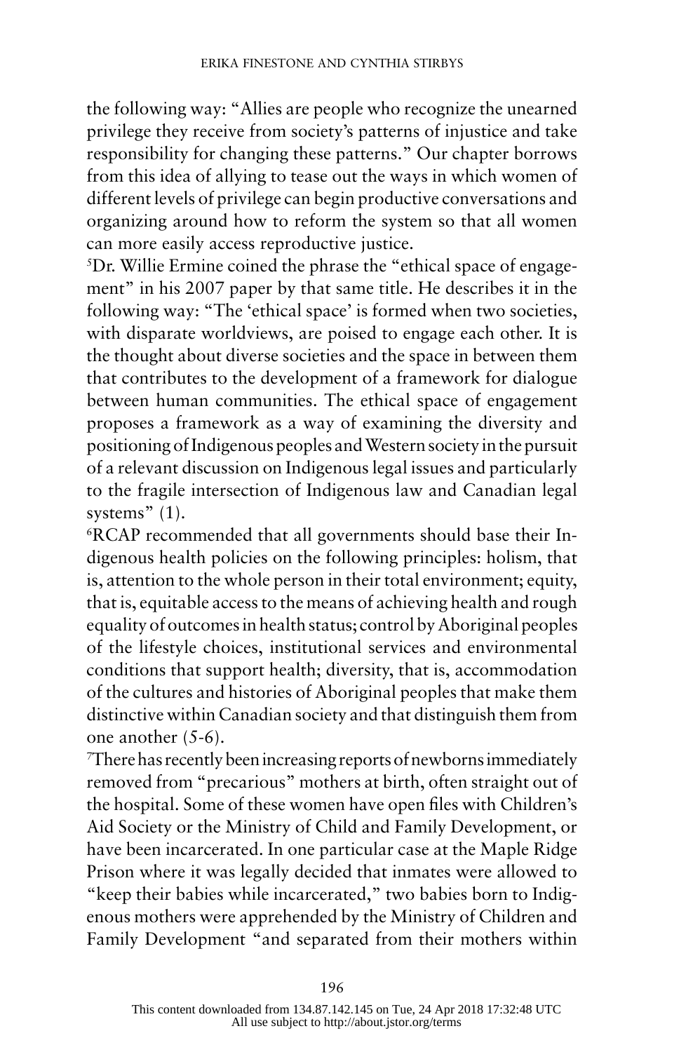the following way: "Allies are people who recognize the unearned privilege they receive from society's patterns of injustice and take responsibility for changing these patterns." Our chapter borrows from this idea of allying to tease out the ways in which women of different levels of privilege can begin productive conversations and organizing around how to reform the system so that all women can more easily access reproductive justice.

[5]Dr. Willie Ermine coined the phrase the "ethical space of engagement" in his 2007 paper by that same title. He describes it in the following way: "The 'ethical space' is formed when two societies, with disparate worldviews, are poised to engage each other. It is the thought about diverse societies and the space in between them that contributes to the development of a framework for dialogue between human communities. The ethical space of engagement proposes a framework as a way of examining the diversity and positioning of Indigenous peoples and Western society in the pursuit of a relevant discussion on Indigenous legal issues and particularly to the fragile intersection of Indigenous law and Canadian legal systems" (1).

[6]RCAP recommended that all governments should base their Indigenous health policies on the following principles: holism, that is, attention to the whole person in their total environment; equity, that is, equitable access to the means of achieving health and rough equality of outcomes in health status; control by Aboriginal peoples of the lifestyle choices, institutional services and environmental conditions that support health; diversity, that is, accommodation of the cultures and histories of Aboriginal peoples that make them distinctive within Canadian society and that distinguish them from one another (5-6).

[7]There has recently been increasing reports of newborns immediately removed from "precarious" mothers at birth, often straight out of the hospital. Some of these women have open files with Children's Aid Society or the Ministry of Child and Family Development, or have been incarcerated. In one particular case at the Maple Ridge Prison where it was legally decided that inmates were allowed to "keep their babies while incarcerated," two babies born to Indigenous mothers were apprehended by the Ministry of Children and Family Development "and separated from their mothers within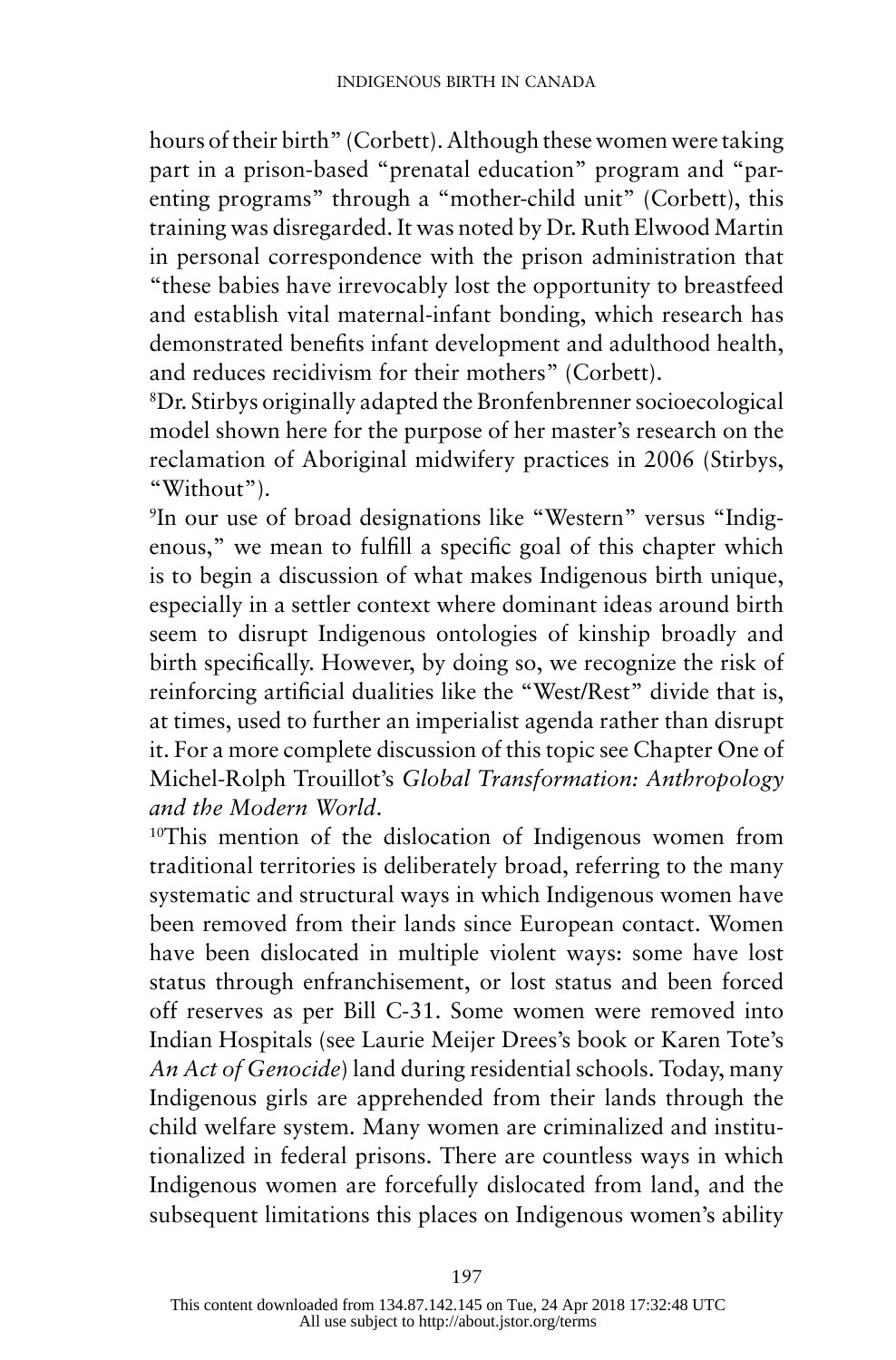hours of their birth" (Corbett). Although these women were taking part in a prison-based "prenatal education" program and "parenting programs" through a "mother-child unit" (Corbett), this training was disregarded. It was noted by Dr. Ruth Elwood Martin in personal correspondence with the prison administration that "these babies have irrevocably lost the opportunity to breastfeed and establish vital maternal-infant bonding, which research has demonstrated benefits infant development and adulthood health, and reduces recidivism for their mothers" (Corbett).

[8]Dr. Stirbys originally adapted the Bronfenbrenner socioecological model shown here for the purpose of her master's research on the reclamation of Aboriginal midwifery practices in 2006 (Stirbys, "Without").

[9]In our use of broad designations like "Western" versus "Indigenous," we mean to fulfill a specific goal of this chapter which is to begin a discussion of what makes Indigenous birth unique, especially in a settler context where dominant ideas around birth seem to disrupt Indigenous ontologies of kinship broadly and birth specifically. However, by doing so, we recognize the risk of reinforcing artificial dualities like the "West/Rest" divide that is, at times, used to further an imperialist agenda rather than disrupt it. For a more complete discussion of this topic see Chapter One of Michel-Rolph Trouillot's *Global Transformation: Anthropology and the Modern World*.

[10]This mention of the dislocation of Indigenous women from traditional territories is deliberately broad, referring to the many systematic and structural ways in which Indigenous women have been removed from their lands since European contact. Women have been dislocated in multiple violent ways: some have lost status through enfranchisement, or lost status and been forced off reserves as per Bill C-31. Some women were removed into Indian Hospitals (see Laurie Meijer Drees's book or Karen Tote's *An Act of Genocide*) land during residential schools. Today, many Indigenous girls are apprehended from their lands through the child welfare system. Many women are criminalized and institutionalized in federal prisons. There are countless ways in which Indigenous women are forcefully dislocated from land, and the subsequent limitations this places on Indigenous women's ability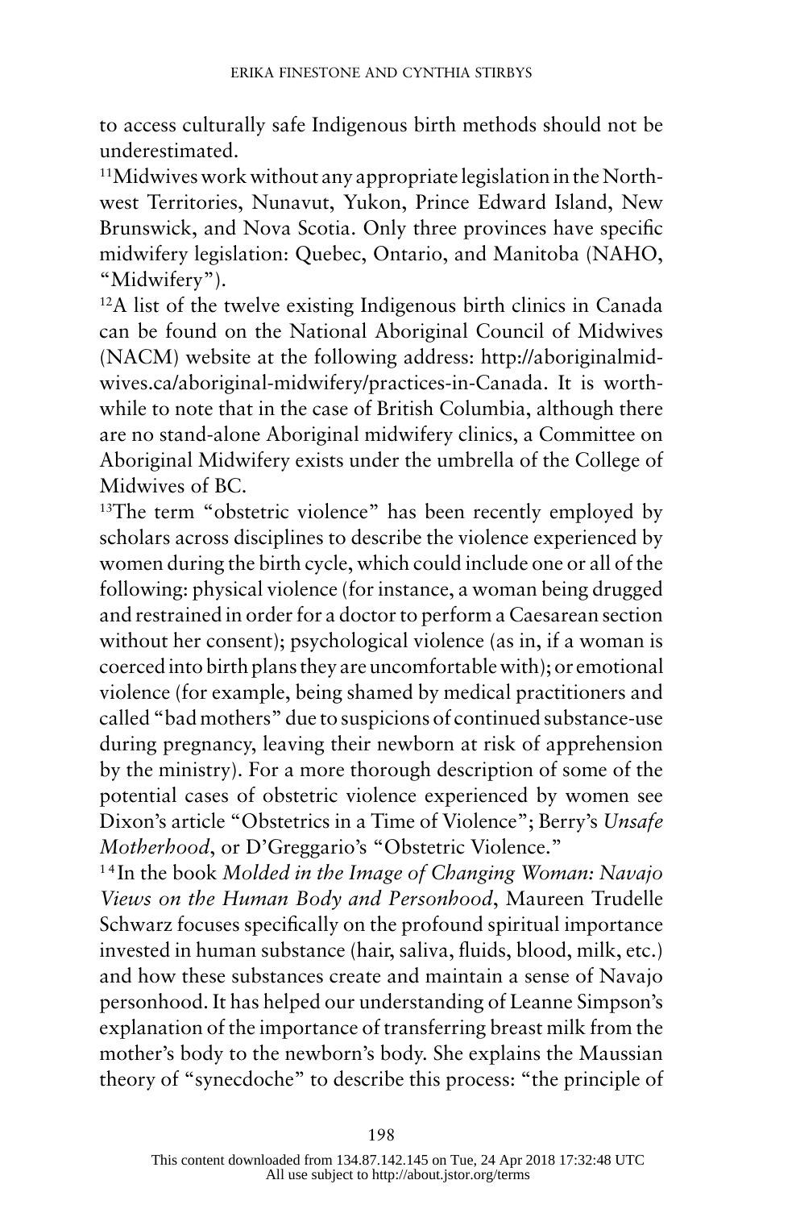to access culturally safe Indigenous birth methods should not be underestimated.

[11]Midwives work without any appropriate legislation in the Northwest Territories, Nunavut, Yukon, Prince Edward Island, New Brunswick, and Nova Scotia. Only three provinces have specific midwifery legislation: Quebec, Ontario, and Manitoba (NAHO, "Midwifery").

[12]A list of the twelve existing Indigenous birth clinics in Canada can be found on the National Aboriginal Council of Midwives (NACM) website at the following address: http://aboriginalmidwives.ca/aboriginal-midwifery/practices-in-Canada. It is worthwhile to note that in the case of British Columbia, although there are no stand-alone Aboriginal midwifery clinics, a Committee on Aboriginal Midwifery exists under the umbrella of the College of Midwives of BC.

[13]The term "obstetric violence" has been recently employed by scholars across disciplines to describe the violence experienced by women during the birth cycle, which could include one or all of the following: physical violence (for instance, a woman being drugged and restrained in order for a doctor to perform a Caesarean section without her consent); psychological violence (as in, if a woman is coerced into birth plans they are uncomfortable with); or emotional violence (for example, being shamed by medical practitioners and called "bad mothers" due to suspicions of continued substance-use during pregnancy, leaving their newborn at risk of apprehension by the ministry). For a more thorough description of some of the potential cases of obstetric violence experienced by women see Dixon's article "Obstetrics in a Time of Violence"; Berry's *Unsafe Motherhood*, or D'Greggario's "Obstetric Violence."

[14]In the book *Molded in the Image of Changing Woman: Navajo Views on the Human Body and Personhood*, Maureen Trudelle Schwarz focuses specifically on the profound spiritual importance invested in human substance (hair, saliva, fluids, blood, milk, etc.) and how these substances create and maintain a sense of Navajo personhood. It has helped our understanding of Leanne Simpson's explanation of the importance of transferring breast milk from the mother's body to the newborn's body. She explains the Maussian theory of "synecdoche" to describe this process: "the principle of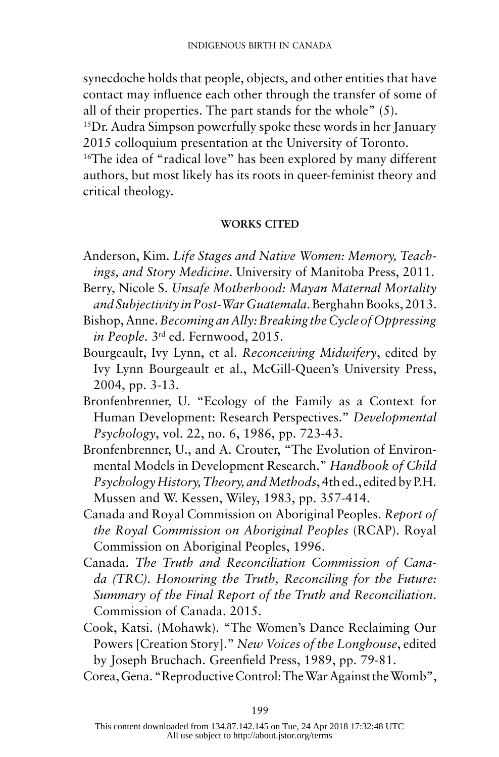synecdoche holds that people, objects, and other entities that have contact may influence each other through the transfer of some of all of their properties. The part stands for the whole" (5).

[15]Dr. Audra Simpson powerfully spoke these words in her January 2015 colloquium presentation at the University of Toronto.

[16]The idea of "radical love" has been explored by many different authors, but most likely has its roots in queer-feminist theory and critical theology.

## WORKS CITED

Anderson, Kim. *Life Stages and Native Women: Memory, Teachings, and Story Medicine*. University of Manitoba Press, 2011.

Berry, Nicole S. *Unsafe Motherhood: Mayan Maternal Mortality and Subjectivity in Post-War Guatemala*. Berghahn Books, 2013.

Bishop, Anne. *Becoming an Ally: Breaking the Cycle of Oppressing in People*. 3rd ed. Fernwood, 2015.

Bourgeault, Ivy Lynn, et al. *Reconceiving Midwifery*, edited by Ivy Lynn Bourgeault et al., McGill-Queen's University Press, 2004, pp. 3-13.

Bronfenbrenner, U. "Ecology of the Family as a Context for Human Development: Research Perspectives." *Developmental Psychology*, vol. 22, no. 6, 1986, pp. 723-43.

Bronfenbrenner, U., and A. Crouter, "The Evolution of Environmental Models in Development Research." *Handbook of Child Psychology History, Theory, and Methods*, 4th ed., edited by P.H. Mussen and W. Kessen, Wiley, 1983, pp. 357-414.

Canada and Royal Commission on Aboriginal Peoples. *Report of the Royal Commission on Aboriginal Peoples* (RCAP). Royal Commission on Aboriginal Peoples, 1996.

Canada. *The Truth and Reconciliation Commission of Canada (TRC). Honouring the Truth, Reconciling for the Future: Summary of the Final Report of the Truth and Reconciliation*. Commission of Canada. 2015.

Cook, Katsi. (Mohawk). "The Women's Dance Reclaiming Our Powers [Creation Story]." *New Voices of the Longhouse*, edited by Joseph Bruchach. Greenfield Press, 1989, pp. 79-81.

Corea, Gena. "Reproductive Control: The War Against the Womb",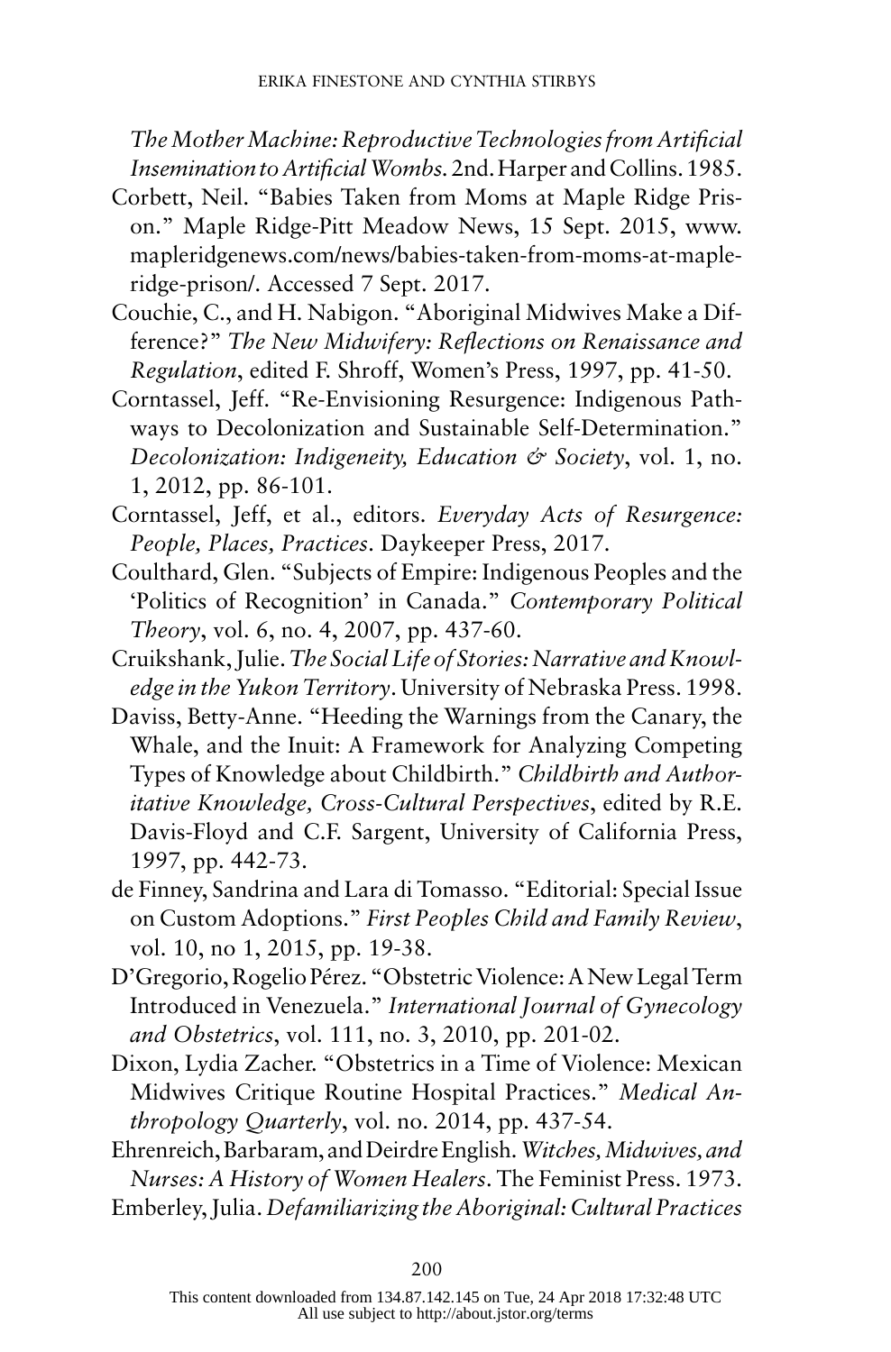*The Mother Machine: Reproductive Technologies from Artificial Insemination to Artificial Wombs*. 2nd. Harper and Collins. 1985.

Corbett, Neil. "Babies Taken from Moms at Maple Ridge Prison." Maple Ridge-Pitt Meadow News, 15 Sept. 2015, www.mapleridgenews.com/news/babies-taken-from-moms-at-maple-ridge-prison/. Accessed 7 Sept. 2017.

Couchie, C., and H. Nabigon. "Aboriginal Midwives Make a Difference?" *The New Midwifery: Reflections on Renaissance and Regulation*, edited F. Shroff, Women's Press, 1997, pp. 41-50.

Corntassel, Jeff. "Re-Envisioning Resurgence: Indigenous Pathways to Decolonization and Sustainable Self-Determination." *Decolonization: Indigeneity, Education & Society*, vol. 1, no. 1, 2012, pp. 86-101.

Corntassel, Jeff, et al., editors. *Everyday Acts of Resurgence: People, Places, Practices*. Daykeeper Press, 2017.

Coulthard, Glen. "Subjects of Empire: Indigenous Peoples and the 'Politics of Recognition' in Canada." *Contemporary Political Theory*, vol. 6, no. 4, 2007, pp. 437-60.

Cruikshank, Julie. *The Social Life of Stories: Narrative and Knowledge in the Yukon Territory*. University of Nebraska Press. 1998.

Daviss, Betty-Anne. "Heeding the Warnings from the Canary, the Whale, and the Inuit: A Framework for Analyzing Competing Types of Knowledge about Childbirth." *Childbirth and Authoritative Knowledge, Cross-Cultural Perspectives*, edited by R.E. Davis-Floyd and C.F. Sargent, University of California Press, 1997, pp. 442-73.

de Finney, Sandrina and Lara di Tomasso. "Editorial: Special Issue on Custom Adoptions." *First Peoples Child and Family Review*, vol. 10, no 1, 2015, pp. 19-38.

D'Gregorio, Rogelio Pérez. "Obstetric Violence: A New Legal Term Introduced in Venezuela." *International Journal of Gynecology and Obstetrics*, vol. 111, no. 3, 2010, pp. 201-02.

Dixon, Lydia Zacher. "Obstetrics in a Time of Violence: Mexican Midwives Critique Routine Hospital Practices." *Medical Anthropology Quarterly*, vol. no. 2014, pp. 437-54.

Ehrenreich, Barbaram, and Deirdre English. *Witches, Midwives, and Nurses: A History of Women Healers*. The Feminist Press. 1973.

Emberley, Julia. *Defamiliarizing the Aboriginal: Cultural Practices*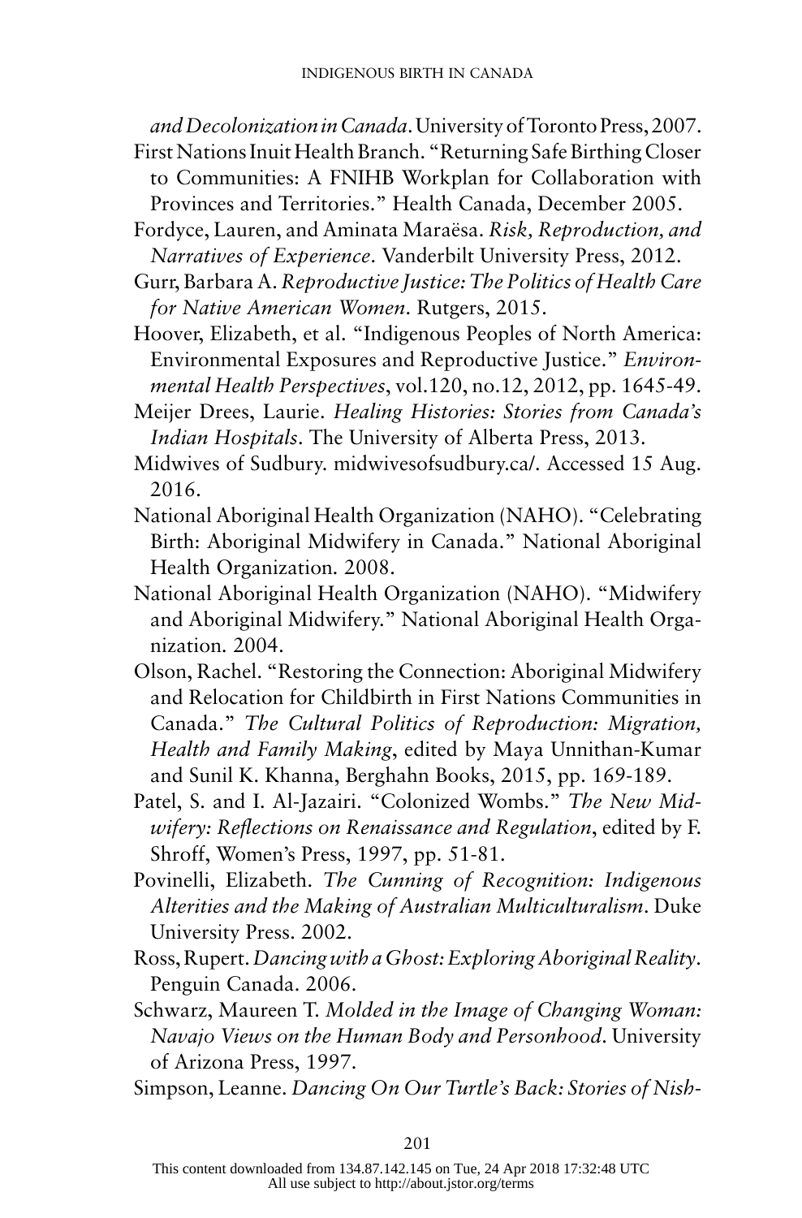*and Decolonization in Canada*. University of Toronto Press, 2007.

First Nations Inuit Health Branch. "Returning Safe Birthing Closer to Communities: A FNIHB Workplan for Collaboration with Provinces and Territories." Health Canada, December 2005.

Fordyce, Lauren, and Aminata Maraësa. *Risk, Reproduction, and Narratives of Experience*. Vanderbilt University Press, 2012.

Gurr, Barbara A. *Reproductive Justice: The Politics of Health Care for Native American Women*. Rutgers, 2015.

Hoover, Elizabeth, et al. "Indigenous Peoples of North America: Environmental Exposures and Reproductive Justice." *Environmental Health Perspectives*, vol.120, no.12, 2012, pp. 1645-49.

Meijer Drees, Laurie. *Healing Histories: Stories from Canada's Indian Hospitals*. The University of Alberta Press, 2013.

Midwives of Sudbury. midwivesofsudbury.ca/. Accessed 15 Aug. 2016.

National Aboriginal Health Organization (NAHO). "Celebrating Birth: Aboriginal Midwifery in Canada." National Aboriginal Health Organization. 2008.

National Aboriginal Health Organization (NAHO). "Midwifery and Aboriginal Midwifery." National Aboriginal Health Organization. 2004.

Olson, Rachel. "Restoring the Connection: Aboriginal Midwifery and Relocation for Childbirth in First Nations Communities in Canada." *The Cultural Politics of Reproduction: Migration, Health and Family Making*, edited by Maya Unnithan-Kumar and Sunil K. Khanna, Berghahn Books, 2015, pp. 169-189.

Patel, S. and I. Al-Jazairi. "Colonized Wombs." *The New Midwifery: Reflections on Renaissance and Regulation*, edited by F. Shroff, Women's Press, 1997, pp. 51-81.

Povinelli, Elizabeth. *The Cunning of Recognition: Indigenous Alterities and the Making of Australian Multiculturalism*. Duke University Press. 2002.

Ross, Rupert. *Dancing with a Ghost: Exploring Aboriginal Reality*. Penguin Canada. 2006.

Schwarz, Maureen T. *Molded in the Image of Changing Woman: Navajo Views on the Human Body and Personhood*. University of Arizona Press, 1997.

Simpson, Leanne. *Dancing On Our Turtle's Back: Stories of Nish-*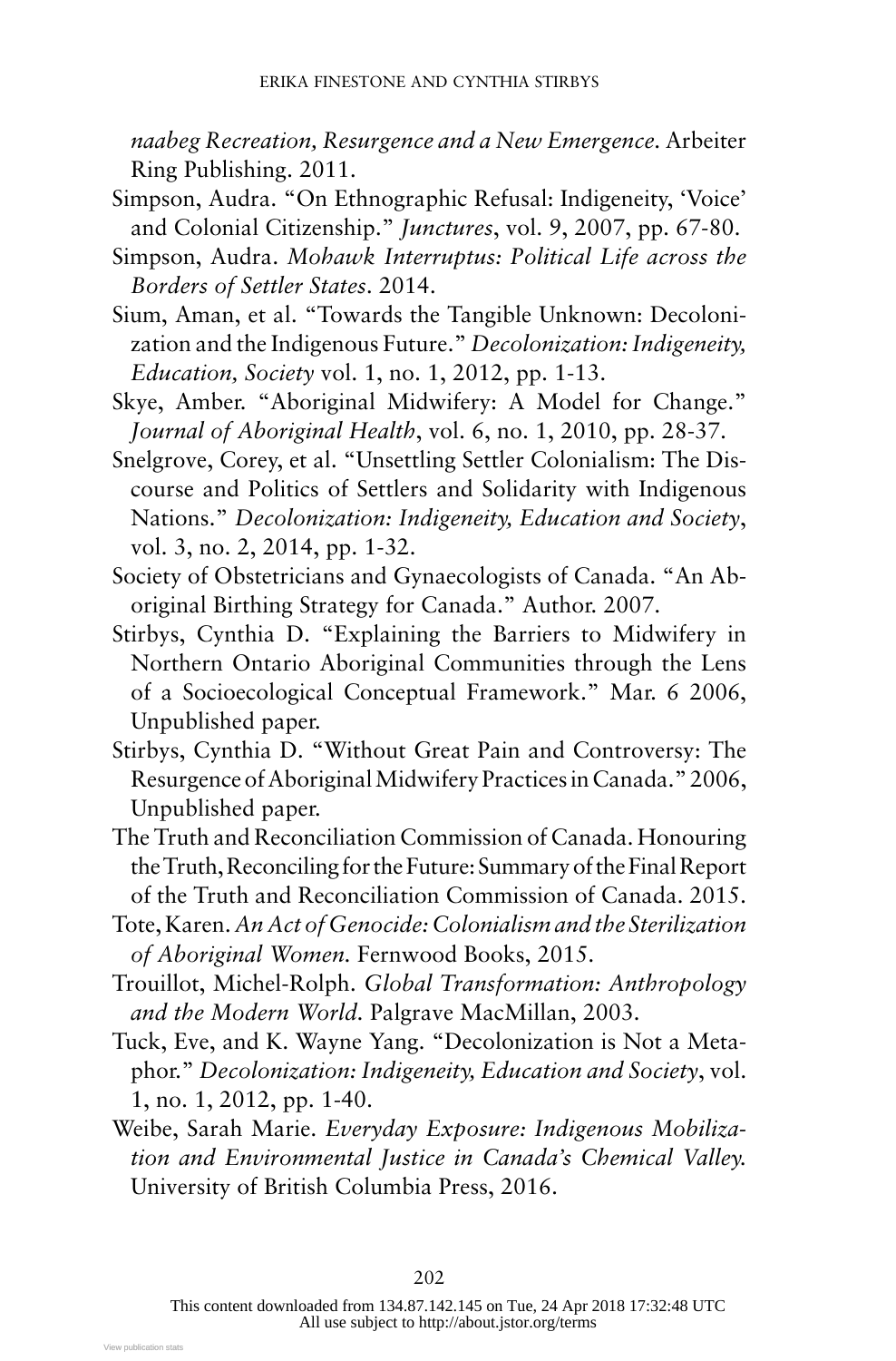*naabeg Recreation, Resurgence and a New Emergence*. Arbeiter Ring Publishing. 2011.

Simpson, Audra. "On Ethnographic Refusal: Indigeneity, 'Voice' and Colonial Citizenship." *Junctures*, vol. 9, 2007, pp. 67-80.

Simpson, Audra. *Mohawk Interruptus: Political Life across the Borders of Settler States*. 2014.

Sium, Aman, et al. "Towards the Tangible Unknown: Decolonization and the Indigenous Future." *Decolonization: Indigeneity, Education, Society* vol. 1, no. 1, 2012, pp. 1-13.

Skye, Amber. "Aboriginal Midwifery: A Model for Change." *Journal of Aboriginal Health*, vol. 6, no. 1, 2010, pp. 28-37.

Snelgrove, Corey, et al. "Unsettling Settler Colonialism: The Discourse and Politics of Settlers and Solidarity with Indigenous Nations." *Decolonization: Indigeneity, Education and Society*, vol. 3, no. 2, 2014, pp. 1-32.

Society of Obstetricians and Gynaecologists of Canada. "An Aboriginal Birthing Strategy for Canada." Author. 2007.

Stirbys, Cynthia D. "Explaining the Barriers to Midwifery in Northern Ontario Aboriginal Communities through the Lens of a Socioecological Conceptual Framework." Mar. 6 2006, Unpublished paper.

Stirbys, Cynthia D. "Without Great Pain and Controversy: The Resurgence of Aboriginal Midwifery Practices in Canada." 2006, Unpublished paper.

The Truth and Reconciliation Commission of Canada. Honouring the Truth, Reconciling for the Future: Summary of the Final Report of the Truth and Reconciliation Commission of Canada. 2015.

Tote, Karen. *An Act of Genocide: Colonialism and the Sterilization of Aboriginal Women*. Fernwood Books, 2015.

Trouillot, Michel-Rolph. *Global Transformation: Anthropology and the Modern World*. Palgrave MacMillan, 2003.

Tuck, Eve, and K. Wayne Yang. "Decolonization is Not a Metaphor." *Decolonization: Indigeneity, Education and Society*, vol. 1, no. 1, 2012, pp. 1-40.

Weibe, Sarah Marie. *Everyday Exposure: Indigenous Mobilization and Environmental Justice in Canada's Chemical Valley*. University of British Columbia Press, 2016.